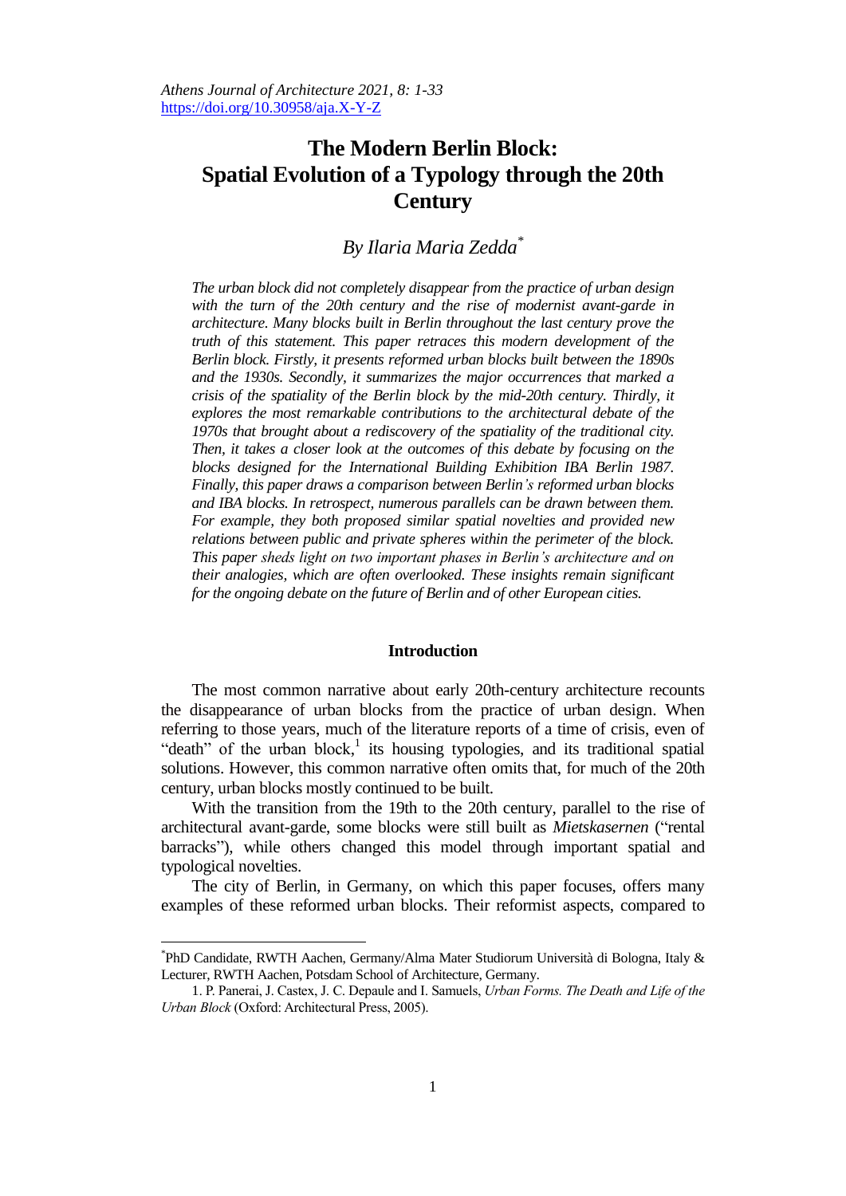# The Modern Berlin Block: Spatial Evolution of a Typology through the 20th Century

*By Ilaria Maria Zedda*[*]

*The urban block did not completely disappear from the practice of urban design with the turn of the 20th century and the rise of modernist avant-garde in architecture. Many blocks built in Berlin throughout the last century prove the truth of this statement. This paper retraces this modern development of the Berlin block. Firstly, it presents reformed urban blocks built between the 1890s and the 1930s. Secondly, it summarizes the major occurrences that marked a crisis of the spatiality of the Berlin block by the mid-20th century. Thirdly, it explores the most remarkable contributions to the architectural debate of the 1970s that brought about a rediscovery of the spatiality of the traditional city. Then, it takes a closer look at the outcomes of this debate by focusing on the blocks designed for the International Building Exhibition IBA Berlin 1987. Finally, this paper draws a comparison between Berlin's reformed urban blocks and IBA blocks. In retrospect, numerous parallels can be drawn between them. For example, they both proposed similar spatial novelties and provided new relations between public and private spheres within the perimeter of the block. This paper sheds light on two important phases in Berlin's architecture and on their analogies, which are often overlooked. These insights remain significant for the ongoing debate on the future of Berlin and of other European cities.*

## Introduction

The most common narrative about early 20th-century architecture recounts the disappearance of urban blocks from the practice of urban design. When referring to those years, much of the literature reports of a time of crisis, even of "death" of the urban block,[1] its housing typologies, and its traditional spatial solutions. However, this common narrative often omits that, for much of the 20th century, urban blocks mostly continued to be built.

With the transition from the 19th to the 20th century, parallel to the rise of architectural avant-garde, some blocks were still built as *Mietskasernen* ("rental barracks"), while others changed this model through important spatial and typological novelties.

The city of Berlin, in Germany, on which this paper focuses, offers many examples of these reformed urban blocks. Their reformist aspects, compared to

---

[*] PhD Candidate, RWTH Aachen, Germany/Alma Mater Studiorum Università di Bologna, Italy & Lecturer, RWTH Aachen, Potsdam School of Architecture, Germany.

1. P. Panerai, J. Castex, J. C. Depaule and I. Samuels, *Urban Forms. The Death and Life of the Urban Block* (Oxford: Architectural Press, 2005).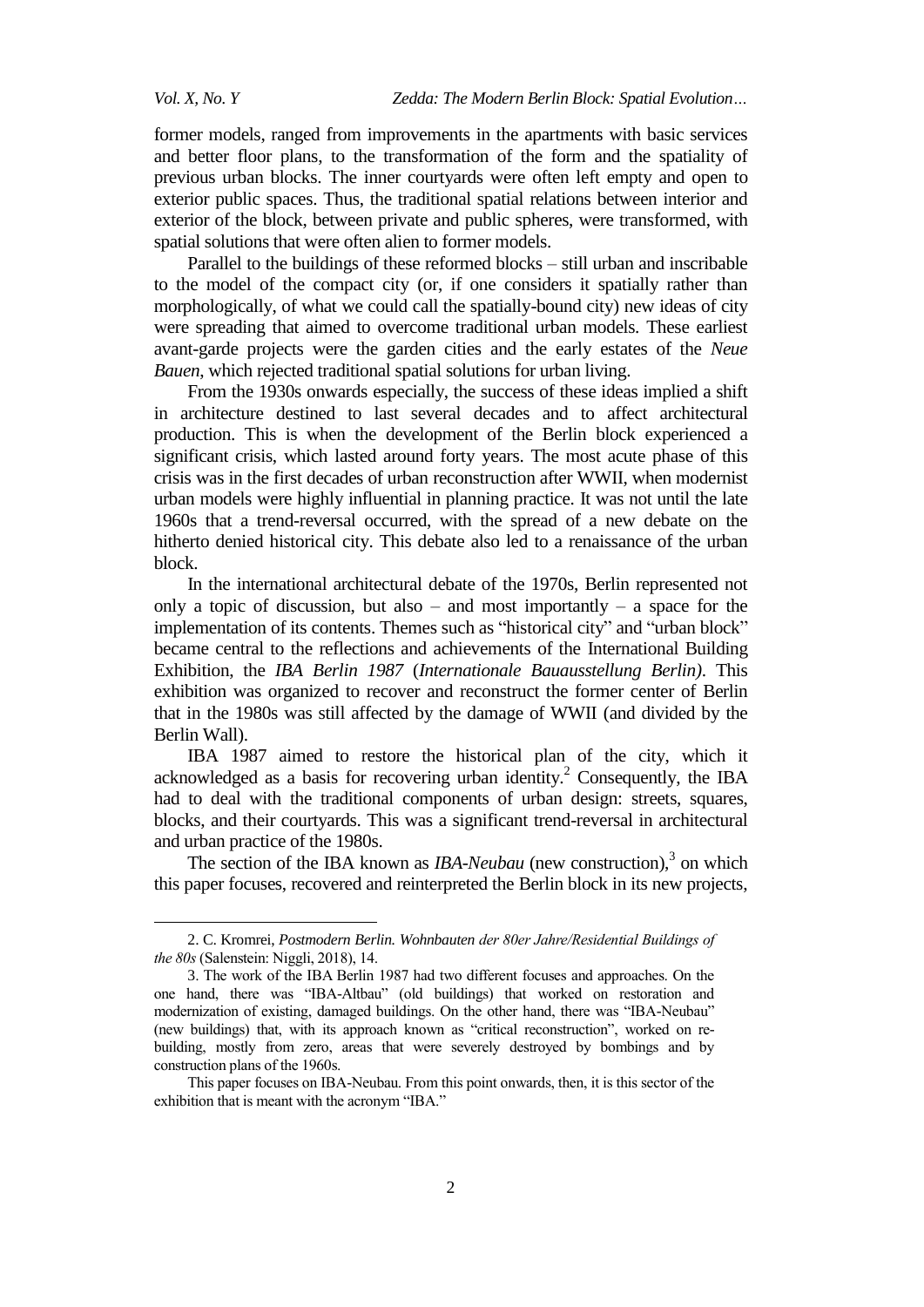former models, ranged from improvements in the apartments with basic services and better floor plans, to the transformation of the form and the spatiality of previous urban blocks. The inner courtyards were often left empty and open to exterior public spaces. Thus, the traditional spatial relations between interior and exterior of the block, between private and public spheres, were transformed, with spatial solutions that were often alien to former models.

Parallel to the buildings of these reformed blocks – still urban and inscribable to the model of the compact city (or, if one considers it spatially rather than morphologically, of what we could call the spatially-bound city) new ideas of city were spreading that aimed to overcome traditional urban models. These earliest avant-garde projects were the garden cities and the early estates of the *Neue Bauen*, which rejected traditional spatial solutions for urban living.

From the 1930s onwards especially, the success of these ideas implied a shift in architecture destined to last several decades and to affect architectural production. This is when the development of the Berlin block experienced a significant crisis, which lasted around forty years. The most acute phase of this crisis was in the first decades of urban reconstruction after WWII, when modernist urban models were highly influential in planning practice. It was not until the late 1960s that a trend-reversal occurred, with the spread of a new debate on the hitherto denied historical city. This debate also led to a renaissance of the urban block.

In the international architectural debate of the 1970s, Berlin represented not only a topic of discussion, but also – and most importantly – a space for the implementation of its contents. Themes such as "historical city" and "urban block" became central to the reflections and achievements of the International Building Exhibition, the *IBA Berlin 1987* (*Internationale Bauausstellung Berlin)*. This exhibition was organized to recover and reconstruct the former center of Berlin that in the 1980s was still affected by the damage of WWII (and divided by the Berlin Wall).

IBA 1987 aimed to restore the historical plan of the city, which it acknowledged as a basis for recovering urban identity.[2] Consequently, the IBA had to deal with the traditional components of urban design: streets, squares, blocks, and their courtyards. This was a significant trend-reversal in architectural and urban practice of the 1980s.

The section of the IBA known as *IBA-Neubau* (new construction),[3] on which this paper focuses, recovered and reinterpreted the Berlin block in its new projects,

---

2. C. Kromrei, *Postmodern Berlin. Wohnbauten der 80er Jahre/Residential Buildings of the 80s* (Salenstein: Niggli, 2018), 14.

3. The work of the IBA Berlin 1987 had two different focuses and approaches. On the one hand, there was "IBA-Altbau" (old buildings) that worked on restoration and modernization of existing, damaged buildings. On the other hand, there was "IBA-Neubau" (new buildings) that, with its approach known as "critical reconstruction", worked on re-building, mostly from zero, areas that were severely destroyed by bombings and by construction plans of the 1960s.

This paper focuses on IBA-Neubau. From this point onwards, then, it is this sector of the exhibition that is meant with the acronym "IBA."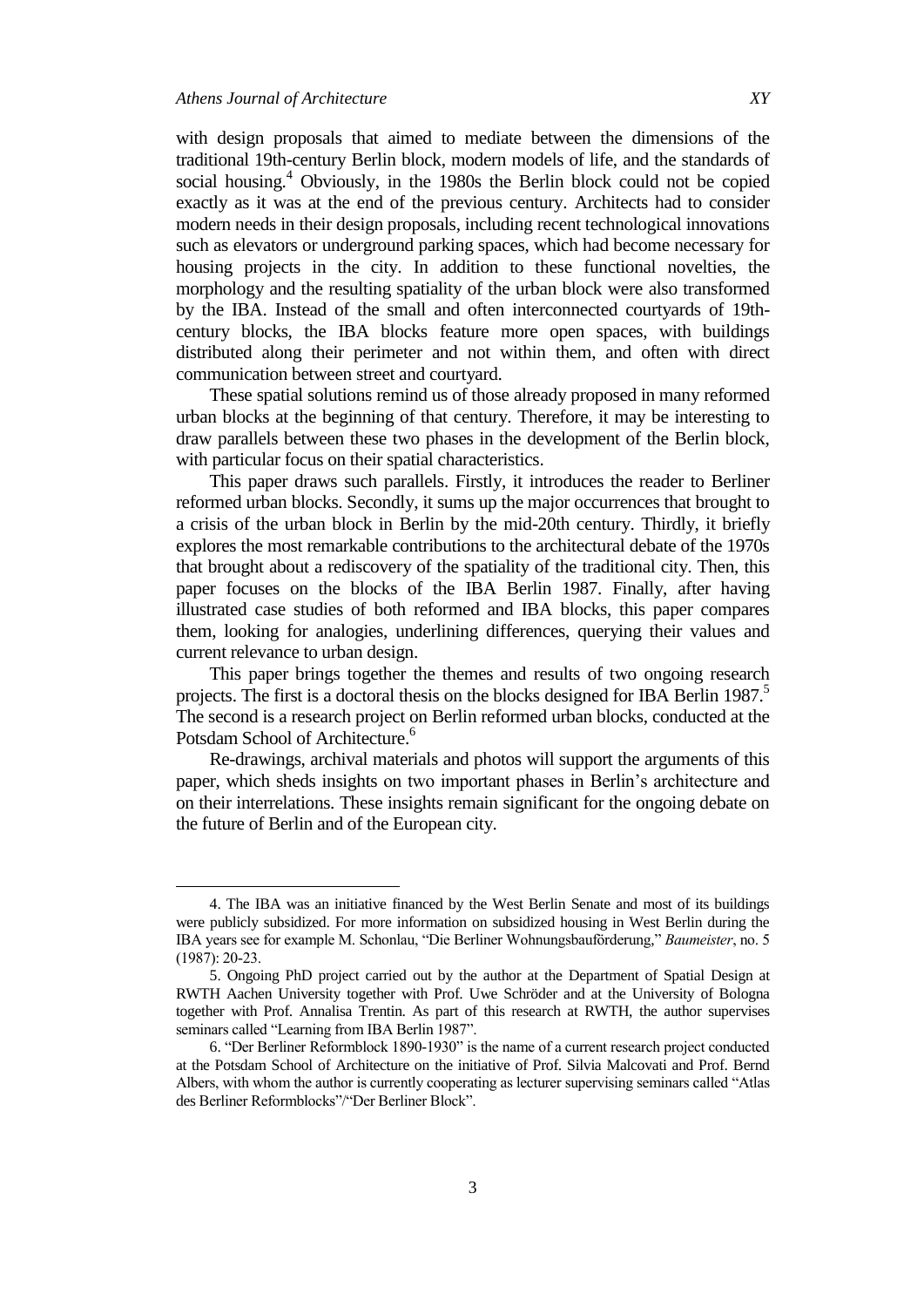with design proposals that aimed to mediate between the dimensions of the traditional 19th-century Berlin block, modern models of life, and the standards of social housing.[4] Obviously, in the 1980s the Berlin block could not be copied exactly as it was at the end of the previous century. Architects had to consider modern needs in their design proposals, including recent technological innovations such as elevators or underground parking spaces, which had become necessary for housing projects in the city. In addition to these functional novelties, the morphology and the resulting spatiality of the urban block were also transformed by the IBA. Instead of the small and often interconnected courtyards of 19th-century blocks, the IBA blocks feature more open spaces, with buildings distributed along their perimeter and not within them, and often with direct communication between street and courtyard.

These spatial solutions remind us of those already proposed in many reformed urban blocks at the beginning of that century. Therefore, it may be interesting to draw parallels between these two phases in the development of the Berlin block, with particular focus on their spatial characteristics.

This paper draws such parallels. Firstly, it introduces the reader to Berliner reformed urban blocks. Secondly, it sums up the major occurrences that brought to a crisis of the urban block in Berlin by the mid-20th century. Thirdly, it briefly explores the most remarkable contributions to the architectural debate of the 1970s that brought about a rediscovery of the spatiality of the traditional city. Then, this paper focuses on the blocks of the IBA Berlin 1987. Finally, after having illustrated case studies of both reformed and IBA blocks, this paper compares them, looking for analogies, underlining differences, querying their values and current relevance to urban design.

This paper brings together the themes and results of two ongoing research projects. The first is a doctoral thesis on the blocks designed for IBA Berlin 1987.[5] The second is a research project on Berlin reformed urban blocks, conducted at the Potsdam School of Architecture.[6]

Re-drawings, archival materials and photos will support the arguments of this paper, which sheds insights on two important phases in Berlin's architecture and on their interrelations. These insights remain significant for the ongoing debate on the future of Berlin and of the European city.

---

4. The IBA was an initiative financed by the West Berlin Senate and most of its buildings were publicly subsidized. For more information on subsidized housing in West Berlin during the IBA years see for example M. Schonlau, "Die Berliner Wohnungsbauförderung," *Baumeister*, no. 5 (1987): 20-23.

5. Ongoing PhD project carried out by the author at the Department of Spatial Design at RWTH Aachen University together with Prof. Uwe Schröder and at the University of Bologna together with Prof. Annalisa Trentin. As part of this research at RWTH, the author supervises seminars called "Learning from IBA Berlin 1987".

6. "Der Berliner Reformblock 1890-1930" is the name of a current research project conducted at the Potsdam School of Architecture on the initiative of Prof. Silvia Malcovati and Prof. Bernd Albers, with whom the author is currently cooperating as lecturer supervising seminars called "Atlas des Berliner Reformblocks"/"Der Berliner Block".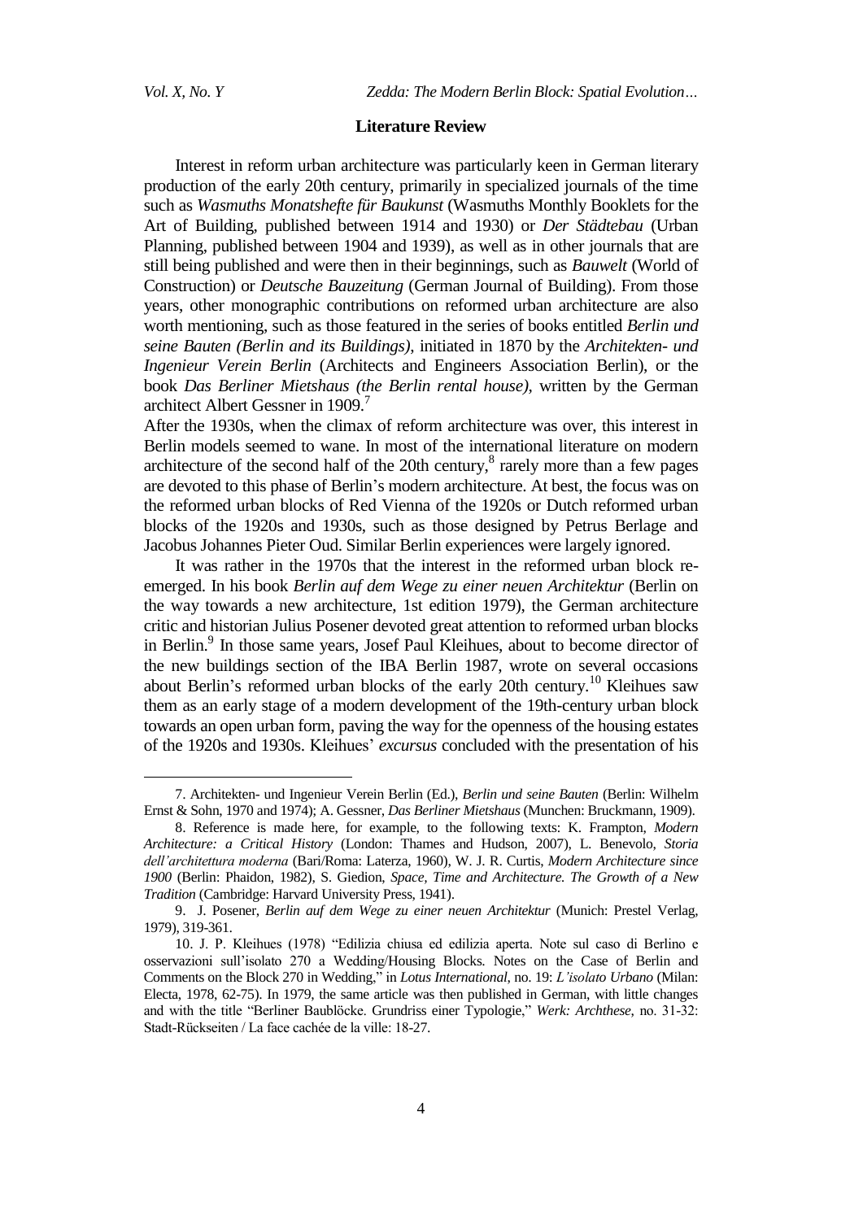## Literature Review

Interest in reform urban architecture was particularly keen in German literary production of the early 20th century, primarily in specialized journals of the time such as *Wasmuths Monatshefte für Baukunst* (Wasmuths Monthly Booklets for the Art of Building, published between 1914 and 1930) or *Der Städtebau* (Urban Planning, published between 1904 and 1939), as well as in other journals that are still being published and were then in their beginnings, such as *Bauwelt* (World of Construction) or *Deutsche Bauzeitung* (German Journal of Building). From those years, other monographic contributions on reformed urban architecture are also worth mentioning, such as those featured in the series of books entitled *Berlin und seine Bauten (Berlin and its Buildings)*, initiated in 1870 by the *Architekten- und Ingenieur Verein Berlin* (Architects and Engineers Association Berlin), or the book *Das Berliner Mietshaus (the Berlin rental house)*, written by the German architect Albert Gessner in 1909.[7]

After the 1930s, when the climax of reform architecture was over, this interest in Berlin models seemed to wane. In most of the international literature on modern architecture of the second half of the 20th century,[8] rarely more than a few pages are devoted to this phase of Berlin's modern architecture. At best, the focus was on the reformed urban blocks of Red Vienna of the 1920s or Dutch reformed urban blocks of the 1920s and 1930s, such as those designed by Petrus Berlage and Jacobus Johannes Pieter Oud. Similar Berlin experiences were largely ignored.

It was rather in the 1970s that the interest in the reformed urban block re-emerged. In his book *Berlin auf dem Wege zu einer neuen Architektur* (Berlin on the way towards a new architecture, 1st edition 1979), the German architecture critic and historian Julius Posener devoted great attention to reformed urban blocks in Berlin.[9] In those same years, Josef Paul Kleihues, about to become director of the new buildings section of the IBA Berlin 1987, wrote on several occasions about Berlin's reformed urban blocks of the early 20th century.[10] Kleihues saw them as an early stage of a modern development of the 19th-century urban block towards an open urban form, paving the way for the openness of the housing estates of the 1920s and 1930s. Kleihues' *excursus* concluded with the presentation of his

---

7. Architekten- und Ingenieur Verein Berlin (Ed.), *Berlin und seine Bauten* (Berlin: Wilhelm Ernst & Sohn, 1970 and 1974); A. Gessner, *Das Berliner Mietshaus* (Munchen: Bruckmann, 1909).

8. Reference is made here, for example, to the following texts: K. Frampton, *Modern Architecture: a Critical History* (London: Thames and Hudson, 2007), L. Benevolo, *Storia dell'architettura moderna* (Bari/Roma: Laterza, 1960), W. J. R. Curtis, *Modern Architecture since 1900* (Berlin: Phaidon, 1982), S. Giedion, *Space, Time and Architecture. The Growth of a New Tradition* (Cambridge: Harvard University Press, 1941).

9. J. Posener, *Berlin auf dem Wege zu einer neuen Architektur* (Munich: Prestel Verlag, 1979), 319-361.

10. J. P. Kleihues (1978) "Edilizia chiusa ed edilizia aperta. Note sul caso di Berlino e osservazioni sull'isolato 270 a Wedding/Housing Blocks. Notes on the Case of Berlin and Comments on the Block 270 in Wedding," in *Lotus International*, no. 19: *L'isolato Urbano* (Milan: Electa, 1978, 62-75). In 1979, the same article was then published in German, with little changes and with the title "Berliner Baublöcke. Grundriss einer Typologie," *Werk: Archthese*, no. 31-32: Stadt-Rückseiten / La face cachée de la ville: 18-27.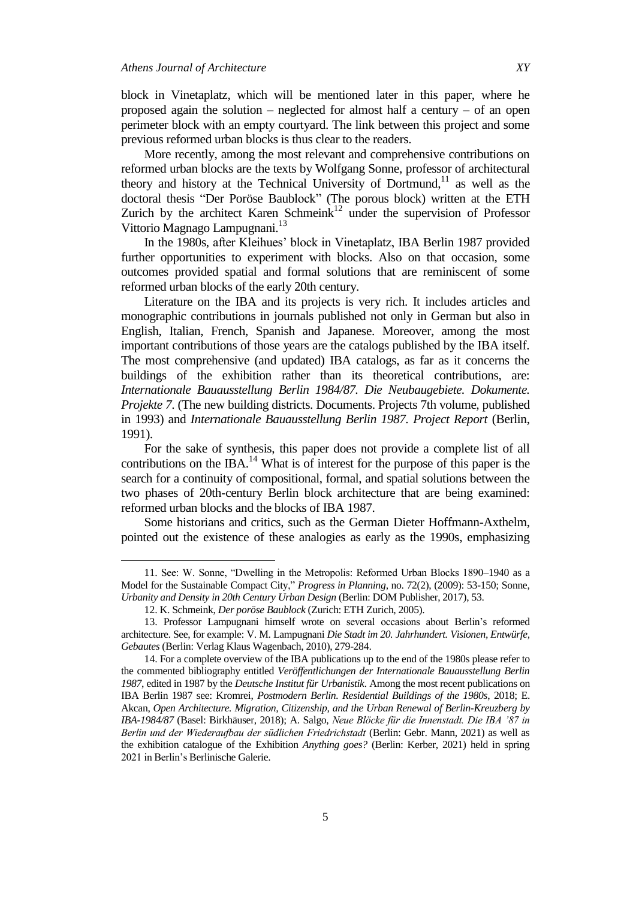block in Vinetaplatz, which will be mentioned later in this paper, where he proposed again the solution – neglected for almost half a century – of an open perimeter block with an empty courtyard. The link between this project and some previous reformed urban blocks is thus clear to the readers.

More recently, among the most relevant and comprehensive contributions on reformed urban blocks are the texts by Wolfgang Sonne, professor of architectural theory and history at the Technical University of Dortmund,[11] as well as the doctoral thesis "Der Poröse Baublock" (The porous block) written at the ETH Zurich by the architect Karen Schmeink[12] under the supervision of Professor Vittorio Magnago Lampugnani.[13]

In the 1980s, after Kleihues' block in Vinetaplatz, IBA Berlin 1987 provided further opportunities to experiment with blocks. Also on that occasion, some outcomes provided spatial and formal solutions that are reminiscent of some reformed urban blocks of the early 20th century.

Literature on the IBA and its projects is very rich. It includes articles and monographic contributions in journals published not only in German but also in English, Italian, French, Spanish and Japanese. Moreover, among the most important contributions of those years are the catalogs published by the IBA itself. The most comprehensive (and updated) IBA catalogs, as far as it concerns the buildings of the exhibition rather than its theoretical contributions, are: *Internationale Bauausstellung Berlin 1984/87. Die Neubaugebiete. Dokumente. Projekte 7*. (The new building districts. Documents. Projects 7th volume, published in 1993) and *Internationale Bauausstellung Berlin 1987. Project Report* (Berlin, 1991).

For the sake of synthesis, this paper does not provide a complete list of all contributions on the IBA.[14] What is of interest for the purpose of this paper is the search for a continuity of compositional, formal, and spatial solutions between the two phases of 20th-century Berlin block architecture that are being examined: reformed urban blocks and the blocks of IBA 1987.

Some historians and critics, such as the German Dieter Hoffmann-Axthelm, pointed out the existence of these analogies as early as the 1990s, emphasizing

---

11. See: W. Sonne, "Dwelling in the Metropolis: Reformed Urban Blocks 1890–1940 as a Model for the Sustainable Compact City," *Progress in Planning*, no. 72(2), (2009): 53-150; Sonne, *Urbanity and Density in 20th Century Urban Design* (Berlin: DOM Publisher, 2017), 53.

12. K. Schmeink, *Der poröse Baublock* (Zurich: ETH Zurich, 2005).

13. Professor Lampugnani himself wrote on several occasions about Berlin's reformed architecture. See, for example: V. M. Lampugnani *Die Stadt im 20. Jahrhundert. Visionen, Entwürfe, Gebautes* (Berlin: Verlag Klaus Wagenbach, 2010), 279-284.

14. For a complete overview of the IBA publications up to the end of the 1980s please refer to the commented bibliography entitled *Veröffentlichungen der Internationale Bauausstellung Berlin 1987*, edited in 1987 by the *Deutsche Institut für Urbanistik*. Among the most recent publications on IBA Berlin 1987 see: Kromrei, *Postmodern Berlin. Residential Buildings of the 1980s*, 2018; E. Akcan, *Open Architecture. Migration, Citizenship, and the Urban Renewal of Berlin-Kreuzberg by IBA-1984/87* (Basel: Birkhäuser, 2018); A. Salgo, *Neue Blöcke für die Innenstadt. Die IBA '87 in Berlin und der Wiederaufbau der südlichen Friedrichstadt* (Berlin: Gebr. Mann, 2021) as well as the exhibition catalogue of the Exhibition *Anything goes?* (Berlin: Kerber, 2021) held in spring 2021 in Berlin's Berlinische Galerie.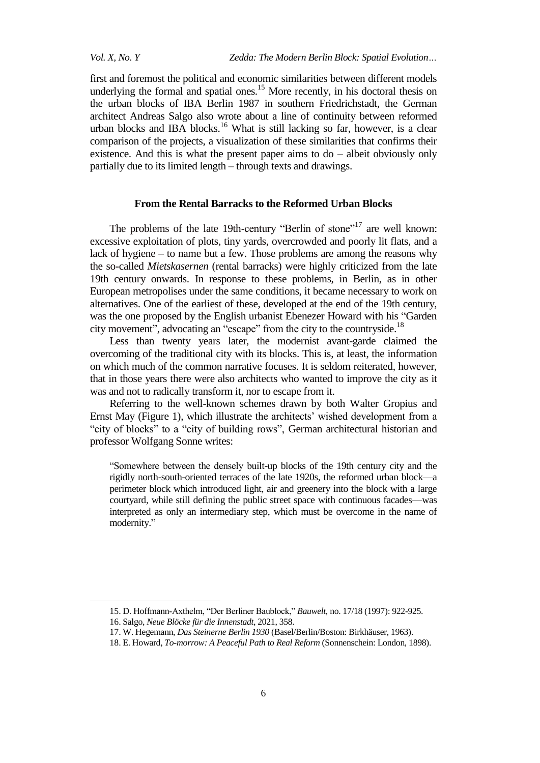first and foremost the political and economic similarities between different models underlying the formal and spatial ones.[15] More recently, in his doctoral thesis on the urban blocks of IBA Berlin 1987 in southern Friedrichstadt, the German architect Andreas Salgo also wrote about a line of continuity between reformed urban blocks and IBA blocks.[16] What is still lacking so far, however, is a clear comparison of the projects, a visualization of these similarities that confirms their existence. And this is what the present paper aims to do – albeit obviously only partially due to its limited length – through texts and drawings.

## From the Rental Barracks to the Reformed Urban Blocks

The problems of the late 19th-century "Berlin of stone"[17] are well known: excessive exploitation of plots, tiny yards, overcrowded and poorly lit flats, and a lack of hygiene – to name but a few. Those problems are among the reasons why the so-called *Mietskasernen* (rental barracks) were highly criticized from the late 19th century onwards. In response to these problems, in Berlin, as in other European metropolises under the same conditions, it became necessary to work on alternatives. One of the earliest of these, developed at the end of the 19th century, was the one proposed by the English urbanist Ebenezer Howard with his "Garden city movement", advocating an "escape" from the city to the countryside.[18]

Less than twenty years later, the modernist avant-garde claimed the overcoming of the traditional city with its blocks. This is, at least, the information on which much of the common narrative focuses. It is seldom reiterated, however, that in those years there were also architects who wanted to improve the city as it was and not to radically transform it, nor to escape from it.

Referring to the well-known schemes drawn by both Walter Gropius and Ernst May (Figure 1), which illustrate the architects' wished development from a "city of blocks" to a "city of building rows", German architectural historian and professor Wolfgang Sonne writes:

> "Somewhere between the densely built-up blocks of the 19th century city and the rigidly north-south-oriented terraces of the late 1920s, the reformed urban block—a perimeter block which introduced light, air and greenery into the block with a large courtyard, while still defining the public street space with continuous facades—was interpreted as only an intermediary step, which must be overcome in the name of modernity."

---

15. D. Hoffmann-Axthelm, "Der Berliner Baublock," *Bauwelt*, no. 17/18 (1997): 922-925.

16. Salgo, *Neue Blöcke für die Innenstadt*, 2021, 358.

17. W. Hegemann, *Das Steinerne Berlin 1930* (Basel/Berlin/Boston: Birkhäuser, 1963).

18. E. Howard, *To-morrow: A Peaceful Path to Real Reform* (Sonnenschein: London, 1898).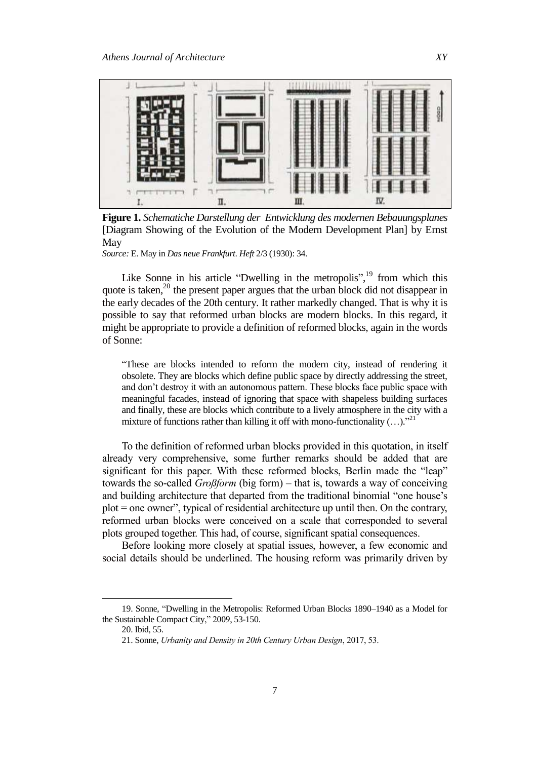**Figure 1.** *Schematiche Darstellung der Entwicklung des modernen Bebauungsplanes* [Diagram Showing of the Evolution of the Modern Development Plan] by Ernst May
*Source:* E. May in *Das neue Frankfurt. Heft* 2/3 (1930): 34.

Like Sonne in his article "Dwelling in the metropolis",[19] from which this quote is taken,[20] the present paper argues that the urban block did not disappear in the early decades of the 20th century. It rather markedly changed. That is why it is possible to say that reformed urban blocks are modern blocks. In this regard, it might be appropriate to provide a definition of reformed blocks, again in the words of Sonne:

> "These are blocks intended to reform the modern city, instead of rendering it obsolete. They are blocks which define public space by directly addressing the street, and don't destroy it with an autonomous pattern. These blocks face public space with meaningful facades, instead of ignoring that space with shapeless building surfaces and finally, these are blocks which contribute to a lively atmosphere in the city with a mixture of functions rather than killing it off with mono-functionality (…)."[21]

To the definition of reformed urban blocks provided in this quotation, in itself already very comprehensive, some further remarks should be added that are significant for this paper. With these reformed blocks, Berlin made the "leap" towards the so-called *Großform* (big form) – that is, towards a way of conceiving and building architecture that departed from the traditional binomial "one house's plot = one owner", typical of residential architecture up until then. On the contrary, reformed urban blocks were conceived on a scale that corresponded to several plots grouped together. This had, of course, significant spatial consequences.

Before looking more closely at spatial issues, however, a few economic and social details should be underlined. The housing reform was primarily driven by

---

19. Sonne, "Dwelling in the Metropolis: Reformed Urban Blocks 1890–1940 as a Model for the Sustainable Compact City," 2009, 53-150.

20. Ibid, 55.

21. Sonne, *Urbanity and Density in 20th Century Urban Design*, 2017, 53.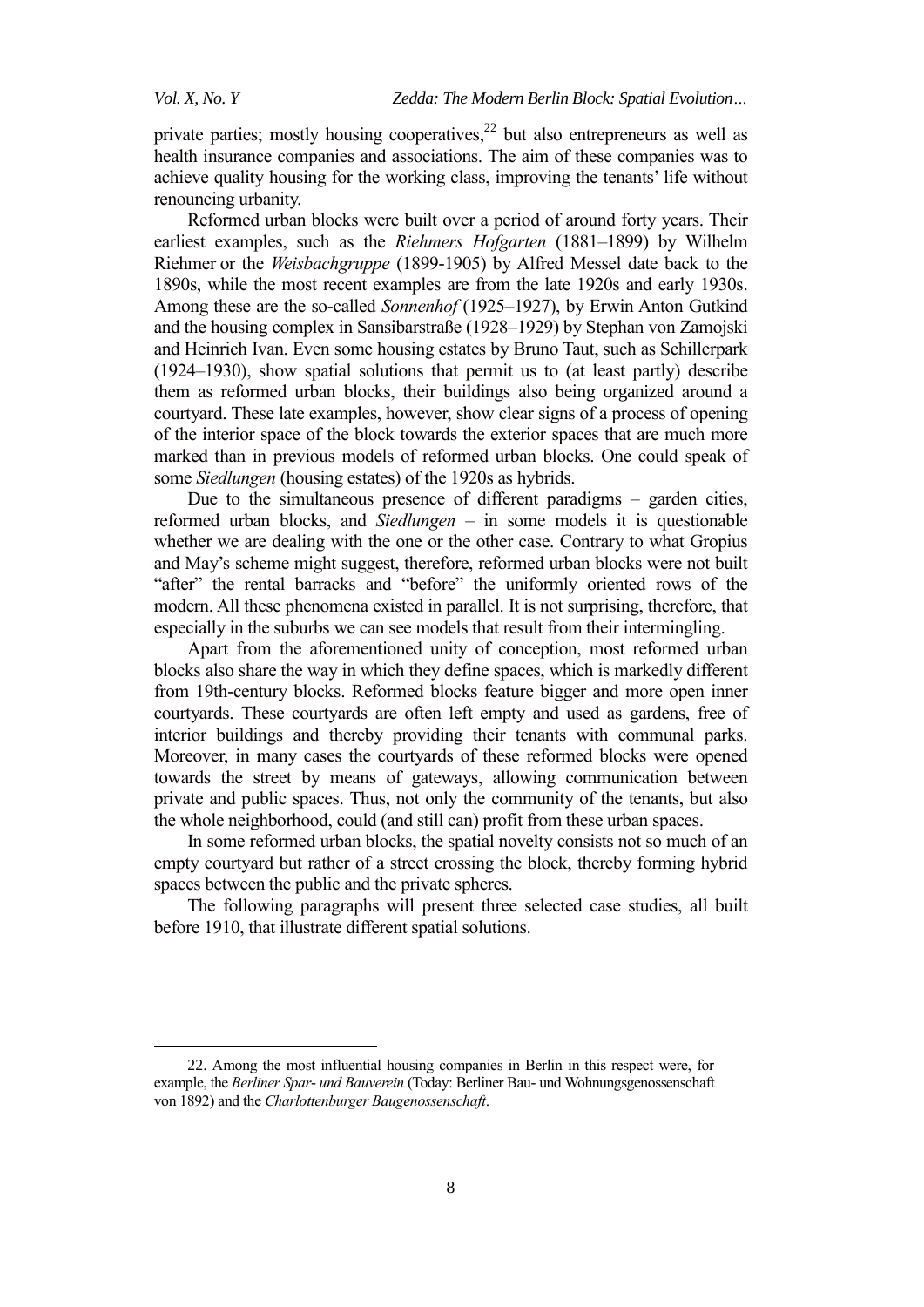private parties; mostly housing cooperatives,[22] but also entrepreneurs as well as health insurance companies and associations. The aim of these companies was to achieve quality housing for the working class, improving the tenants' life without renouncing urbanity.

Reformed urban blocks were built over a period of around forty years. Their earliest examples, such as the *Riehmers Hofgarten* (1881–1899) by Wilhelm Riehmer or the *Weisbachgruppe* (1899-1905) by Alfred Messel date back to the 1890s, while the most recent examples are from the late 1920s and early 1930s. Among these are the so-called *Sonnenhof* (1925–1927), by Erwin Anton Gutkind and the housing complex in Sansibarstraße (1928–1929) by Stephan von Zamojski and Heinrich Ivan. Even some housing estates by Bruno Taut, such as Schillerpark (1924–1930), show spatial solutions that permit us to (at least partly) describe them as reformed urban blocks, their buildings also being organized around a courtyard. These late examples, however, show clear signs of a process of opening of the interior space of the block towards the exterior spaces that are much more marked than in previous models of reformed urban blocks. One could speak of some *Siedlungen* (housing estates) of the 1920s as hybrids.

Due to the simultaneous presence of different paradigms – garden cities, reformed urban blocks, and *Siedlungen* – in some models it is questionable whether we are dealing with the one or the other case. Contrary to what Gropius and May's scheme might suggest, therefore, reformed urban blocks were not built "after" the rental barracks and "before" the uniformly oriented rows of the modern. All these phenomena existed in parallel. It is not surprising, therefore, that especially in the suburbs we can see models that result from their intermingling.

Apart from the aforementioned unity of conception, most reformed urban blocks also share the way in which they define spaces, which is markedly different from 19th-century blocks. Reformed blocks feature bigger and more open inner courtyards. These courtyards are often left empty and used as gardens, free of interior buildings and thereby providing their tenants with communal parks. Moreover, in many cases the courtyards of these reformed blocks were opened towards the street by means of gateways, allowing communication between private and public spaces. Thus, not only the community of the tenants, but also the whole neighborhood, could (and still can) profit from these urban spaces.

In some reformed urban blocks, the spatial novelty consists not so much of an empty courtyard but rather of a street crossing the block, thereby forming hybrid spaces between the public and the private spheres.

The following paragraphs will present three selected case studies, all built before 1910, that illustrate different spatial solutions.

---

22. Among the most influential housing companies in Berlin in this respect were, for example, the *Berliner Spar- und Bauverein* (Today: Berliner Bau- und Wohnungsgenossenschaft von 1892) and the *Charlottenburger Baugenossenschaft*.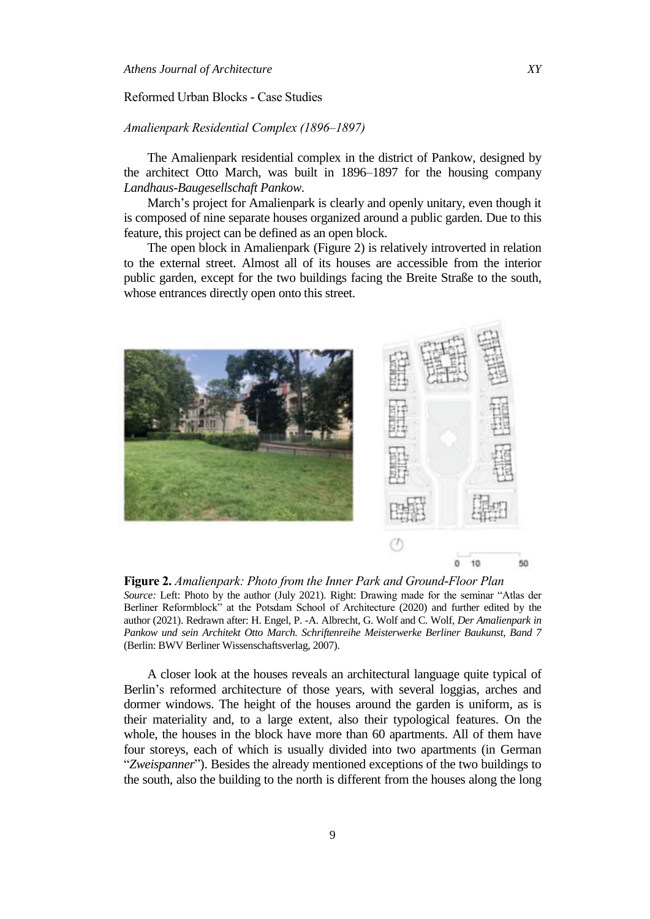## Reformed Urban Blocks - Case Studies

### *Amalienpark Residential Complex (1896–1897)*

The Amalienpark residential complex in the district of Pankow, designed by the architect Otto March, was built in 1896–1897 for the housing company *Landhaus-Baugesellschaft Pankow*.

March's project for Amalienpark is clearly and openly unitary, even though it is composed of nine separate houses organized around a public garden. Due to this feature, this project can be defined as an open block.

The open block in Amalienpark (Figure 2) is relatively introverted in relation to the external street. Almost all of its houses are accessible from the interior public garden, except for the two buildings facing the Breite Straße to the south, whose entrances directly open onto this street.

**Figure 2.** *Amalienpark: Photo from the Inner Park and Ground-Floor Plan*
*Source:* Left: Photo by the author (July 2021). Right: Drawing made for the seminar "Atlas der Berliner Reformblock" at the Potsdam School of Architecture (2020) and further edited by the author (2021). Redrawn after: H. Engel, P. -A. Albrecht, G. Wolf and C. Wolf, *Der Amalienpark in Pankow und sein Architekt Otto March. Schriftenreihe Meisterwerke Berliner Baukunst, Band 7* (Berlin: BWV Berliner Wissenschaftsverlag, 2007).

A closer look at the houses reveals an architectural language quite typical of Berlin's reformed architecture of those years, with several loggias, arches and dormer windows. The height of the houses around the garden is uniform, as is their materiality and, to a large extent, also their typological features. On the whole, the houses in the block have more than 60 apartments. All of them have four storeys, each of which is usually divided into two apartments (in German "*Zweispanner*"). Besides the already mentioned exceptions of the two buildings to the south, also the building to the north is different from the houses along the long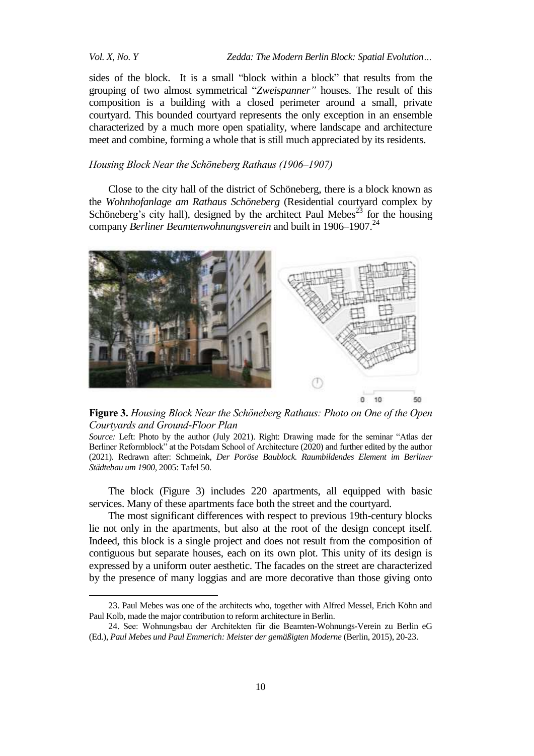sides of the block. It is a small "block within a block" that results from the grouping of two almost symmetrical "*Zweispanner"* houses. The result of this composition is a building with a closed perimeter around a small, private courtyard. This bounded courtyard represents the only exception in an ensemble characterized by a much more open spatiality, where landscape and architecture meet and combine, forming a whole that is still much appreciated by its residents.

### *Housing Block Near the Schöneberg Rathaus (1906–1907)*

Close to the city hall of the district of Schöneberg, there is a block known as the *Wohnhofanlage am Rathaus Schöneberg* (Residential courtyard complex by Schöneberg's city hall), designed by the architect Paul Mebes[23] for the housing company *Berliner Beamtenwohnungsverein* and built in 1906–1907.[24]

**Figure 3.** *Housing Block Near the Schöneberg Rathaus: Photo on One of the Open Courtyards and Ground-Floor Plan*

*Source:* Left: Photo by the author (July 2021). Right: Drawing made for the seminar "Atlas der Berliner Reformblock" at the Potsdam School of Architecture (2020) and further edited by the author (2021). Redrawn after: Schmeink, *Der Poröse Baublock. Raumbildendes Element im Berliner Städtebau um 1900*, 2005: Tafel 50.

The block (Figure 3) includes 220 apartments, all equipped with basic services. Many of these apartments face both the street and the courtyard.

The most significant differences with respect to previous 19th-century blocks lie not only in the apartments, but also at the root of the design concept itself. Indeed, this block is a single project and does not result from the composition of contiguous but separate houses, each on its own plot. This unity of its design is expressed by a uniform outer aesthetic. The facades on the street are characterized by the presence of many loggias and are more decorative than those giving onto

---

23. Paul Mebes was one of the architects who, together with Alfred Messel, Erich Köhn and Paul Kolb, made the major contribution to reform architecture in Berlin.

24. See: Wohnungsbau der Architekten für die Beamten-Wohnungs-Verein zu Berlin eG (Ed.), *Paul Mebes und Paul Emmerich: Meister der gemäßigten Moderne* (Berlin, 2015), 20-23.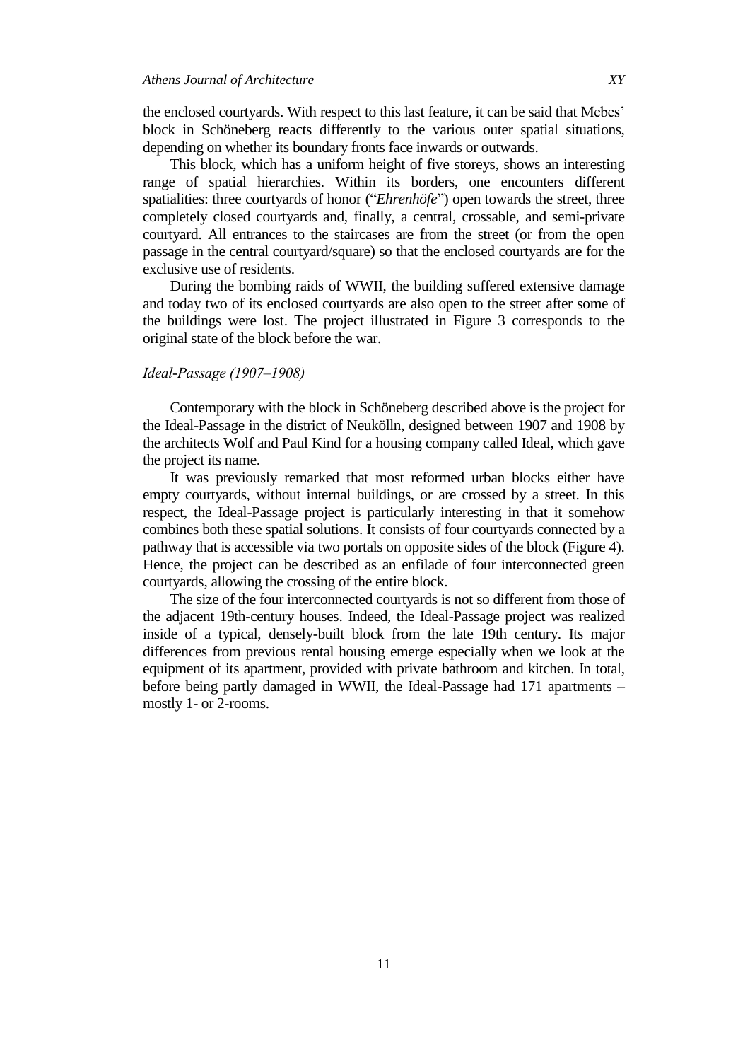the enclosed courtyards. With respect to this last feature, it can be said that Mebes' block in Schöneberg reacts differently to the various outer spatial situations, depending on whether its boundary fronts face inwards or outwards.

This block, which has a uniform height of five storeys, shows an interesting range of spatial hierarchies. Within its borders, one encounters different spatialities: three courtyards of honor ("*Ehrenhöfe*") open towards the street, three completely closed courtyards and, finally, a central, crossable, and semi-private courtyard. All entrances to the staircases are from the street (or from the open passage in the central courtyard/square) so that the enclosed courtyards are for the exclusive use of residents.

During the bombing raids of WWII, the building suffered extensive damage and today two of its enclosed courtyards are also open to the street after some of the buildings were lost. The project illustrated in Figure 3 corresponds to the original state of the block before the war.

### *Ideal-Passage (1907–1908)*

Contemporary with the block in Schöneberg described above is the project for the Ideal-Passage in the district of Neukölln, designed between 1907 and 1908 by the architects Wolf and Paul Kind for a housing company called Ideal, which gave the project its name.

It was previously remarked that most reformed urban blocks either have empty courtyards, without internal buildings, or are crossed by a street. In this respect, the Ideal-Passage project is particularly interesting in that it somehow combines both these spatial solutions. It consists of four courtyards connected by a pathway that is accessible via two portals on opposite sides of the block (Figure 4). Hence, the project can be described as an enfilade of four interconnected green courtyards, allowing the crossing of the entire block.

The size of the four interconnected courtyards is not so different from those of the adjacent 19th-century houses. Indeed, the Ideal-Passage project was realized inside of a typical, densely-built block from the late 19th century. Its major differences from previous rental housing emerge especially when we look at the equipment of its apartment, provided with private bathroom and kitchen. In total, before being partly damaged in WWII, the Ideal-Passage had 171 apartments – mostly 1- or 2-rooms.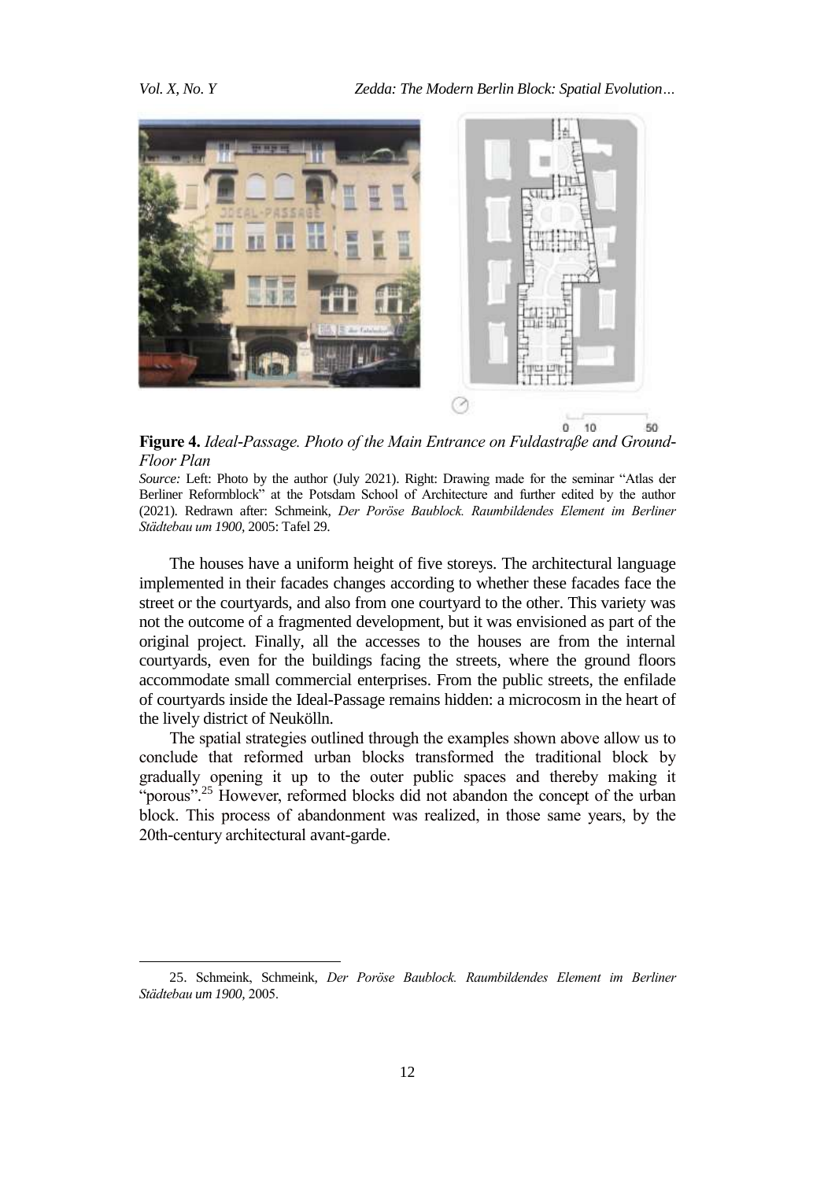**Figure 4.** *Ideal-Passage. Photo of the Main Entrance on Fuldastraße and Ground-Floor Plan*

*Source:* Left: Photo by the author (July 2021). Right: Drawing made for the seminar "Atlas der Berliner Reformblock" at the Potsdam School of Architecture and further edited by the author (2021). Redrawn after: Schmeink, *Der Poröse Baublock. Raumbildendes Element im Berliner Städtebau um 1900*, 2005: Tafel 29.

The houses have a uniform height of five storeys. The architectural language implemented in their facades changes according to whether these facades face the street or the courtyards, and also from one courtyard to the other. This variety was not the outcome of a fragmented development, but it was envisioned as part of the original project. Finally, all the accesses to the houses are from the internal courtyards, even for the buildings facing the streets, where the ground floors accommodate small commercial enterprises. From the public streets, the enfilade of courtyards inside the Ideal-Passage remains hidden: a microcosm in the heart of the lively district of Neukölln.

The spatial strategies outlined through the examples shown above allow us to conclude that reformed urban blocks transformed the traditional block by gradually opening it up to the outer public spaces and thereby making it "porous".[25] However, reformed blocks did not abandon the concept of the urban block. This process of abandonment was realized, in those same years, by the 20th-century architectural avant-garde.

---

25. Schmeink, Schmeink, *Der Poröse Baublock. Raumbildendes Element im Berliner Städtebau um 1900*, 2005.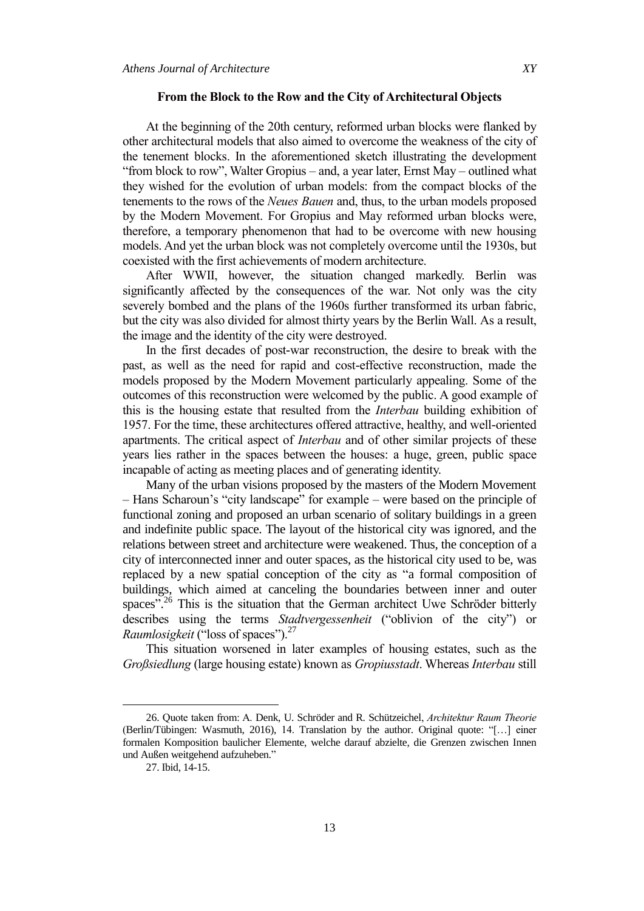## From the Block to the Row and the City of Architectural Objects

At the beginning of the 20th century, reformed urban blocks were flanked by other architectural models that also aimed to overcome the weakness of the city of the tenement blocks. In the aforementioned sketch illustrating the development "from block to row", Walter Gropius – and, a year later, Ernst May – outlined what they wished for the evolution of urban models: from the compact blocks of the tenements to the rows of the *Neues Bauen* and, thus, to the urban models proposed by the Modern Movement. For Gropius and May reformed urban blocks were, therefore, a temporary phenomenon that had to be overcome with new housing models. And yet the urban block was not completely overcome until the 1930s, but coexisted with the first achievements of modern architecture.

After WWII, however, the situation changed markedly. Berlin was significantly affected by the consequences of the war. Not only was the city severely bombed and the plans of the 1960s further transformed its urban fabric, but the city was also divided for almost thirty years by the Berlin Wall. As a result, the image and the identity of the city were destroyed.

In the first decades of post-war reconstruction, the desire to break with the past, as well as the need for rapid and cost-effective reconstruction, made the models proposed by the Modern Movement particularly appealing. Some of the outcomes of this reconstruction were welcomed by the public. A good example of this is the housing estate that resulted from the *Interbau* building exhibition of 1957. For the time, these architectures offered attractive, healthy, and well-oriented apartments. The critical aspect of *Interbau* and of other similar projects of these years lies rather in the spaces between the houses: a huge, green, public space incapable of acting as meeting places and of generating identity.

Many of the urban visions proposed by the masters of the Modern Movement – Hans Scharoun's "city landscape" for example – were based on the principle of functional zoning and proposed an urban scenario of solitary buildings in a green and indefinite public space. The layout of the historical city was ignored, and the relations between street and architecture were weakened. Thus, the conception of a city of interconnected inner and outer spaces, as the historical city used to be, was replaced by a new spatial conception of the city as "a formal composition of buildings, which aimed at canceling the boundaries between inner and outer spaces".[26] This is the situation that the German architect Uwe Schröder bitterly describes using the terms *Stadtvergessenheit* ("oblivion of the city") or *Raumlosigkeit* ("loss of spaces").[27]

This situation worsened in later examples of housing estates, such as the *Großsiedlung* (large housing estate) known as *Gropiusstadt*. Whereas *Interbau* still

26. Quote taken from: A. Denk, U. Schröder and R. Schützeichel, *Architektur Raum Theorie* (Berlin/Tübingen: Wasmuth, 2016), 14. Translation by the author. Original quote: "[…] einer formalen Komposition baulicher Elemente, welche darauf abzielte, die Grenzen zwischen Innen und Außen weitgehend aufzuheben."

27. Ibid, 14-15.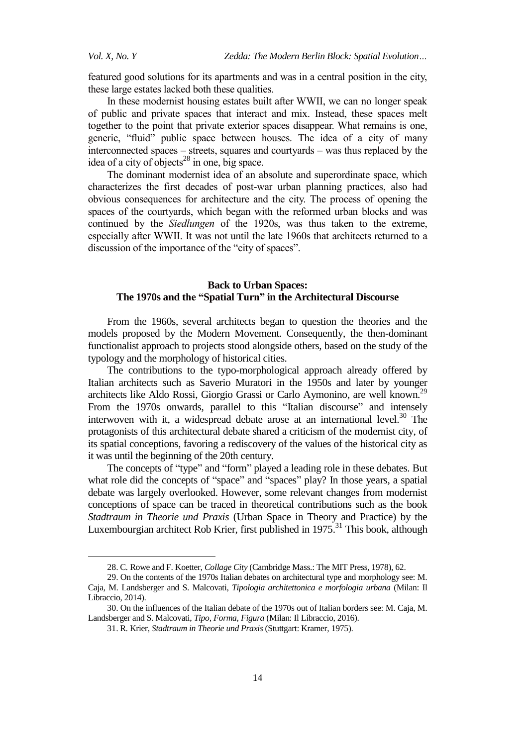featured good solutions for its apartments and was in a central position in the city, these large estates lacked both these qualities.

In these modernist housing estates built after WWII, we can no longer speak of public and private spaces that interact and mix. Instead, these spaces melt together to the point that private exterior spaces disappear. What remains is one, generic, "fluid" public space between houses. The idea of a city of many interconnected spaces – streets, squares and courtyards – was thus replaced by the idea of a city of objects[28] in one, big space.

The dominant modernist idea of an absolute and superordinate space, which characterizes the first decades of post-war urban planning practices, also had obvious consequences for architecture and the city. The process of opening the spaces of the courtyards, which began with the reformed urban blocks and was continued by the *Siedlungen* of the 1920s, was thus taken to the extreme, especially after WWII. It was not until the late 1960s that architects returned to a discussion of the importance of the "city of spaces".

## Back to Urban Spaces: The 1970s and the "Spatial Turn" in the Architectural Discourse

From the 1960s, several architects began to question the theories and the models proposed by the Modern Movement. Consequently, the then-dominant functionalist approach to projects stood alongside others, based on the study of the typology and the morphology of historical cities.

The contributions to the typo-morphological approach already offered by Italian architects such as Saverio Muratori in the 1950s and later by younger architects like Aldo Rossi, Giorgio Grassi or Carlo Aymonino, are well known.[29] From the 1970s onwards, parallel to this "Italian discourse" and intensely interwoven with it, a widespread debate arose at an international level.[30] The protagonists of this architectural debate shared a criticism of the modernist city, of its spatial conceptions, favoring a rediscovery of the values of the historical city as it was until the beginning of the 20th century.

The concepts of "type" and "form" played a leading role in these debates. But what role did the concepts of "space" and "spaces" play? In those years, a spatial debate was largely overlooked. However, some relevant changes from modernist conceptions of space can be traced in theoretical contributions such as the book *Stadtraum in Theorie und Praxis* (Urban Space in Theory and Practice) by the Luxembourgian architect Rob Krier, first published in 1975.[31] This book, although

---

28. C. Rowe and F. Koetter, *Collage City* (Cambridge Mass.: The MIT Press, 1978), 62.

29. On the contents of the 1970s Italian debates on architectural type and morphology see: M. Caja, M. Landsberger and S. Malcovati, *Tipologia architettonica e morfologia urbana* (Milan: Il Libraccio, 2014).

30. On the influences of the Italian debate of the 1970s out of Italian borders see: M. Caja, M. Landsberger and S. Malcovati, *Tipo, Forma, Figura* (Milan: Il Libraccio, 2016).

31. R. Krier, *Stadtraum in Theorie und Praxis* (Stuttgart: Kramer, 1975).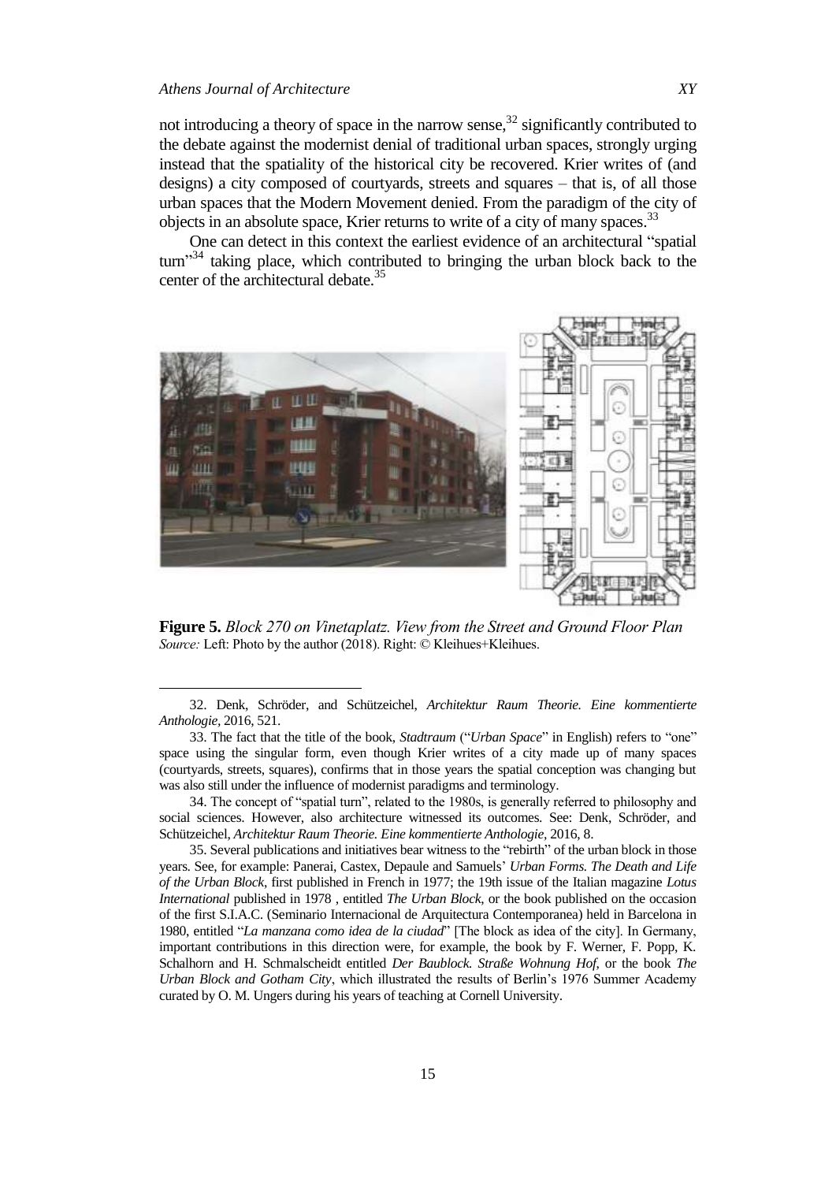not introducing a theory of space in the narrow sense,[32] significantly contributed to the debate against the modernist denial of traditional urban spaces, strongly urging instead that the spatiality of the historical city be recovered. Krier writes of (and designs) a city composed of courtyards, streets and squares – that is, of all those urban spaces that the Modern Movement denied. From the paradigm of the city of objects in an absolute space, Krier returns to write of a city of many spaces.[33]

One can detect in this context the earliest evidence of an architectural "spatial turn"[34] taking place, which contributed to bringing the urban block back to the center of the architectural debate.[35]

**Figure 5.** *Block 270 on Vinetaplatz. View from the Street and Ground Floor Plan*
*Source:* Left: Photo by the author (2018). Right: © Kleihues+Kleihues.

---

32. Denk, Schröder, and Schützeichel, *Architektur Raum Theorie. Eine kommentierte Anthologie*, 2016, 521.

33. The fact that the title of the book, *Stadtraum* ("*Urban Space*" in English) refers to "one" space using the singular form, even though Krier writes of a city made up of many spaces (courtyards, streets, squares), confirms that in those years the spatial conception was changing but was also still under the influence of modernist paradigms and terminology.

34. The concept of "spatial turn", related to the 1980s, is generally referred to philosophy and social sciences. However, also architecture witnessed its outcomes. See: Denk, Schröder, and Schützeichel, *Architektur Raum Theorie. Eine kommentierte Anthologie*, 2016, 8.

35. Several publications and initiatives bear witness to the "rebirth" of the urban block in those years. See, for example: Panerai, Castex, Depaule and Samuels' *Urban Forms. The Death and Life of the Urban Block*, first published in French in 1977; the 19th issue of the Italian magazine *Lotus International* published in 1978 , entitled *The Urban Block*, or the book published on the occasion of the first S.I.A.C. (Seminario Internacional de Arquitectura Contemporanea) held in Barcelona in 1980, entitled "*La manzana como idea de la ciudad*" [The block as idea of the city]. In Germany, important contributions in this direction were, for example, the book by F. Werner, F. Popp, K. Schalhorn and H. Schmalscheidt entitled *Der Baublock. Straße Wohnung Hof*, or the book *The Urban Block and Gotham City*, which illustrated the results of Berlin's 1976 Summer Academy curated by O. M. Ungers during his years of teaching at Cornell University.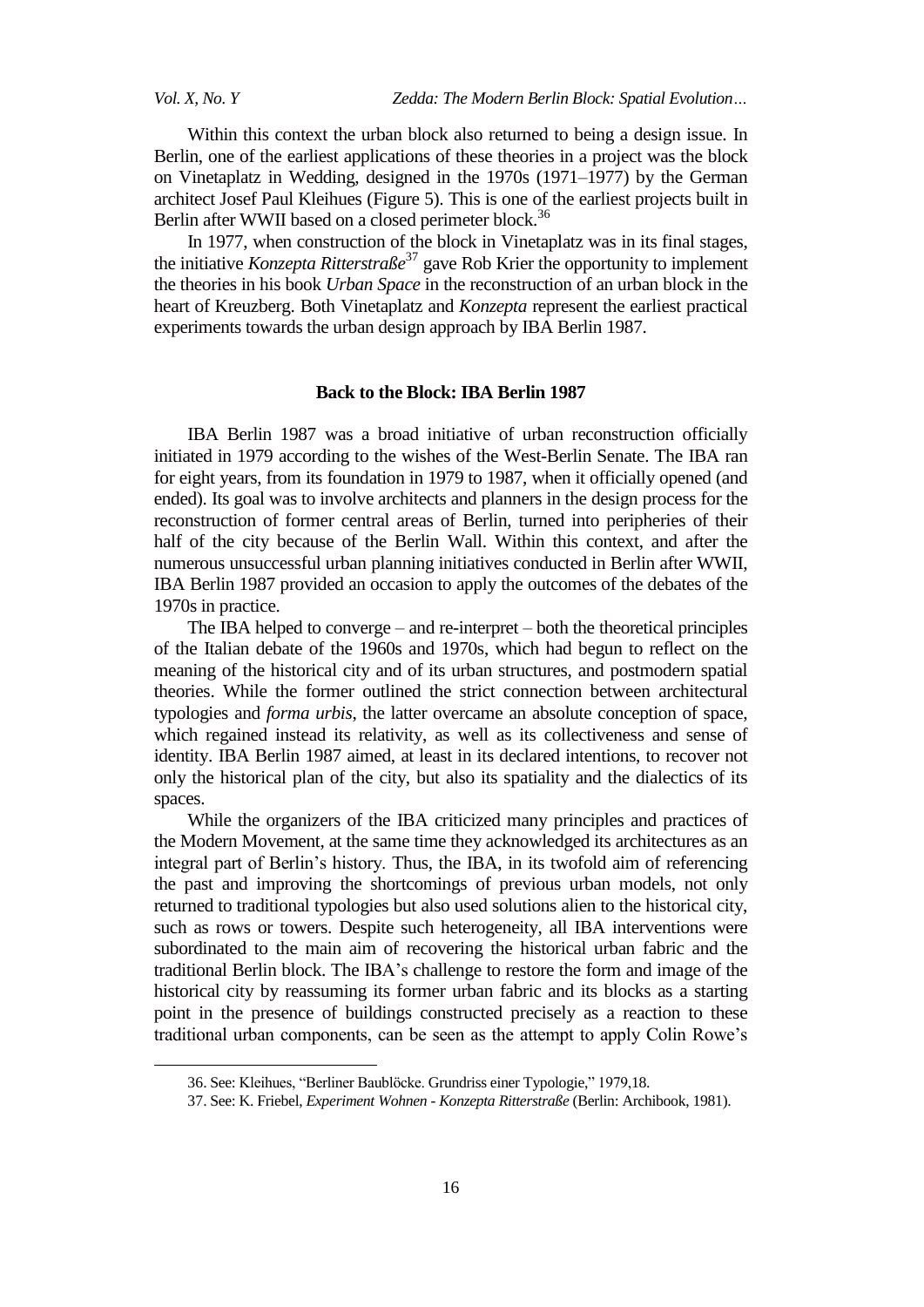Within this context the urban block also returned to being a design issue. In Berlin, one of the earliest applications of these theories in a project was the block on Vinetaplatz in Wedding, designed in the 1970s (1971–1977) by the German architect Josef Paul Kleihues (Figure 5). This is one of the earliest projects built in Berlin after WWII based on a closed perimeter block.[36]

In 1977, when construction of the block in Vinetaplatz was in its final stages, the initiative *Konzepta Ritterstraße*[37] gave Rob Krier the opportunity to implement the theories in his book *Urban Space* in the reconstruction of an urban block in the heart of Kreuzberg. Both Vinetaplatz and *Konzepta* represent the earliest practical experiments towards the urban design approach by IBA Berlin 1987.

## Back to the Block: IBA Berlin 1987

IBA Berlin 1987 was a broad initiative of urban reconstruction officially initiated in 1979 according to the wishes of the West-Berlin Senate. The IBA ran for eight years, from its foundation in 1979 to 1987, when it officially opened (and ended). Its goal was to involve architects and planners in the design process for the reconstruction of former central areas of Berlin, turned into peripheries of their half of the city because of the Berlin Wall. Within this context, and after the numerous unsuccessful urban planning initiatives conducted in Berlin after WWII, IBA Berlin 1987 provided an occasion to apply the outcomes of the debates of the 1970s in practice.

The IBA helped to converge – and re-interpret – both the theoretical principles of the Italian debate of the 1960s and 1970s, which had begun to reflect on the meaning of the historical city and of its urban structures, and postmodern spatial theories. While the former outlined the strict connection between architectural typologies and *forma urbis*, the latter overcame an absolute conception of space, which regained instead its relativity, as well as its collectiveness and sense of identity. IBA Berlin 1987 aimed, at least in its declared intentions, to recover not only the historical plan of the city, but also its spatiality and the dialectics of its spaces.

While the organizers of the IBA criticized many principles and practices of the Modern Movement, at the same time they acknowledged its architectures as an integral part of Berlin's history. Thus, the IBA, in its twofold aim of referencing the past and improving the shortcomings of previous urban models, not only returned to traditional typologies but also used solutions alien to the historical city, such as rows or towers. Despite such heterogeneity, all IBA interventions were subordinated to the main aim of recovering the historical urban fabric and the traditional Berlin block. The IBA's challenge to restore the form and image of the historical city by reassuming its former urban fabric and its blocks as a starting point in the presence of buildings constructed precisely as a reaction to these traditional urban components, can be seen as the attempt to apply Colin Rowe's

36. See: Kleihues, "Berliner Baublöcke. Grundriss einer Typologie," 1979,18.

37. See: K. Friebel, *Experiment Wohnen - Konzepta Ritterstraße* (Berlin: Archibook, 1981).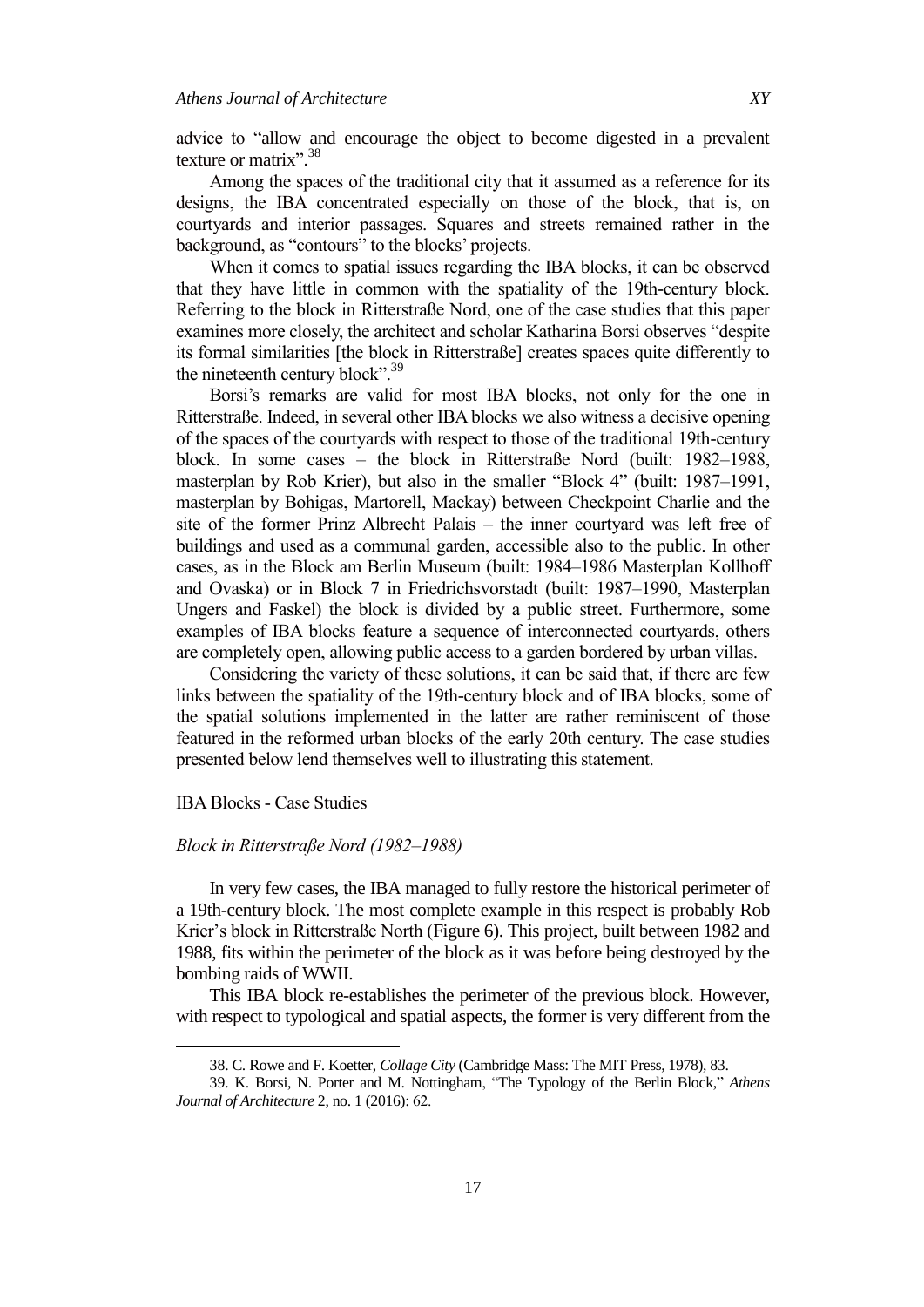advice to "allow and encourage the object to become digested in a prevalent texture or matrix".[38]

Among the spaces of the traditional city that it assumed as a reference for its designs, the IBA concentrated especially on those of the block, that is, on courtyards and interior passages. Squares and streets remained rather in the background, as "contours" to the blocks' projects.

When it comes to spatial issues regarding the IBA blocks, it can be observed that they have little in common with the spatiality of the 19th-century block. Referring to the block in Ritterstraße Nord, one of the case studies that this paper examines more closely, the architect and scholar Katharina Borsi observes "despite its formal similarities [the block in Ritterstraße] creates spaces quite differently to the nineteenth century block".[39]

Borsi's remarks are valid for most IBA blocks, not only for the one in Ritterstraße. Indeed, in several other IBA blocks we also witness a decisive opening of the spaces of the courtyards with respect to those of the traditional 19th-century block. In some cases – the block in Ritterstraße Nord (built: 1982–1988, masterplan by Rob Krier), but also in the smaller "Block 4" (built: 1987–1991, masterplan by Bohigas, Martorell, Mackay) between Checkpoint Charlie and the site of the former Prinz Albrecht Palais – the inner courtyard was left free of buildings and used as a communal garden, accessible also to the public. In other cases, as in the Block am Berlin Museum (built: 1984–1986 Masterplan Kollhoff and Ovaska) or in Block 7 in Friedrichsvorstadt (built: 1987–1990, Masterplan Ungers and Faskel) the block is divided by a public street. Furthermore, some examples of IBA blocks feature a sequence of interconnected courtyards, others are completely open, allowing public access to a garden bordered by urban villas.

Considering the variety of these solutions, it can be said that, if there are few links between the spatiality of the 19th-century block and of IBA blocks, some of the spatial solutions implemented in the latter are rather reminiscent of those featured in the reformed urban blocks of the early 20th century. The case studies presented below lend themselves well to illustrating this statement.

## IBA Blocks - Case Studies

### *Block in Ritterstraße Nord (1982–1988)*

In very few cases, the IBA managed to fully restore the historical perimeter of a 19th-century block. The most complete example in this respect is probably Rob Krier's block in Ritterstraße North (Figure 6). This project, built between 1982 and 1988, fits within the perimeter of the block as it was before being destroyed by the bombing raids of WWII.

This IBA block re-establishes the perimeter of the previous block. However, with respect to typological and spatial aspects, the former is very different from the

38. C. Rowe and F. Koetter, *Collage City* (Cambridge Mass: The MIT Press, 1978), 83.

39. K. Borsi, N. Porter and M. Nottingham, "The Typology of the Berlin Block," *Athens Journal of Architecture* 2, no. 1 (2016): 62.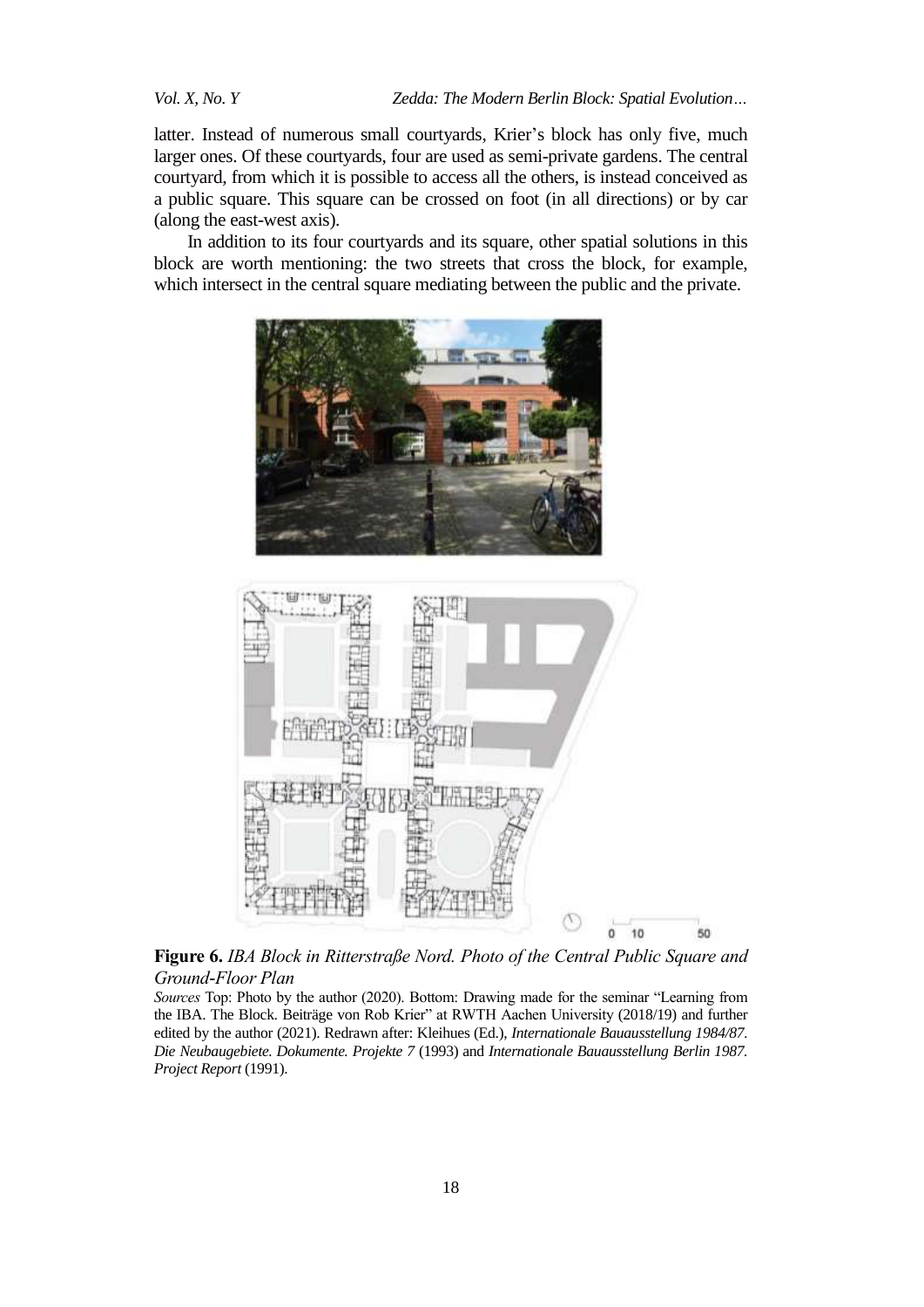latter. Instead of numerous small courtyards, Krier's block has only five, much larger ones. Of these courtyards, four are used as semi-private gardens. The central courtyard, from which it is possible to access all the others, is instead conceived as a public square. This square can be crossed on foot (in all directions) or by car (along the east-west axis).

In addition to its four courtyards and its square, other spatial solutions in this block are worth mentioning: the two streets that cross the block, for example, which intersect in the central square mediating between the public and the private.

**Figure 6.** *IBA Block in Ritterstraße Nord. Photo of the Central Public Square and Ground-Floor Plan*

*Sources* Top: Photo by the author (2020). Bottom: Drawing made for the seminar "Learning from the IBA. The Block. Beiträge von Rob Krier" at RWTH Aachen University (2018/19) and further edited by the author (2021). Redrawn after: Kleihues (Ed.), *Internationale Bauausstellung 1984/87. Die Neubaugebiete. Dokumente. Projekte 7* (1993) and *Internationale Bauausstellung Berlin 1987. Project Report* (1991).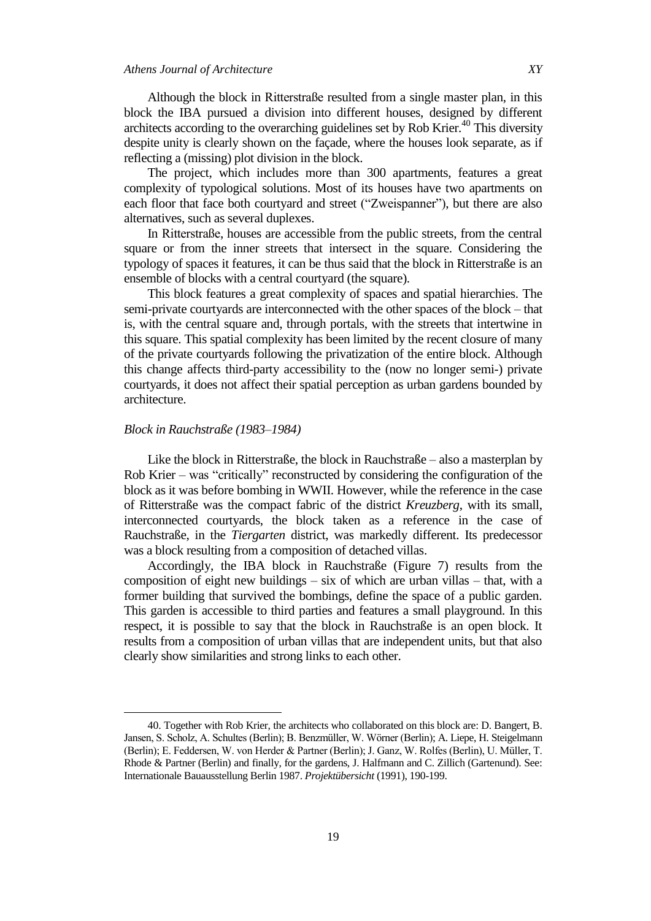Although the block in Ritterstraße resulted from a single master plan, in this block the IBA pursued a division into different houses, designed by different architects according to the overarching guidelines set by Rob Krier.[40] This diversity despite unity is clearly shown on the façade, where the houses look separate, as if reflecting a (missing) plot division in the block.

The project, which includes more than 300 apartments, features a great complexity of typological solutions. Most of its houses have two apartments on each floor that face both courtyard and street ("Zweispanner"), but there are also alternatives, such as several duplexes.

In Ritterstraße, houses are accessible from the public streets, from the central square or from the inner streets that intersect in the square. Considering the typology of spaces it features, it can be thus said that the block in Ritterstraße is an ensemble of blocks with a central courtyard (the square).

This block features a great complexity of spaces and spatial hierarchies. The semi-private courtyards are interconnected with the other spaces of the block – that is, with the central square and, through portals, with the streets that intertwine in this square. This spatial complexity has been limited by the recent closure of many of the private courtyards following the privatization of the entire block. Although this change affects third-party accessibility to the (now no longer semi-) private courtyards, it does not affect their spatial perception as urban gardens bounded by architecture.

### *Block in Rauchstraße (1983–1984)*

Like the block in Ritterstraße, the block in Rauchstraße – also a masterplan by Rob Krier – was "critically" reconstructed by considering the configuration of the block as it was before bombing in WWII. However, while the reference in the case of Ritterstraße was the compact fabric of the district *Kreuzberg*, with its small, interconnected courtyards, the block taken as a reference in the case of Rauchstraße, in the *Tiergarten* district, was markedly different. Its predecessor was a block resulting from a composition of detached villas.

Accordingly, the IBA block in Rauchstraße (Figure 7) results from the composition of eight new buildings – six of which are urban villas – that, with a former building that survived the bombings, define the space of a public garden. This garden is accessible to third parties and features a small playground. In this respect, it is possible to say that the block in Rauchstraße is an open block. It results from a composition of urban villas that are independent units, but that also clearly show similarities and strong links to each other.

---

40. Together with Rob Krier, the architects who collaborated on this block are: D. Bangert, B. Jansen, S. Scholz, A. Schultes (Berlin); B. Benzmüller, W. Wörner (Berlin); A. Liepe, H. Steigelmann (Berlin); E. Feddersen, W. von Herder & Partner (Berlin); J. Ganz, W. Rolfes (Berlin), U. Müller, T. Rhode & Partner (Berlin) and finally, for the gardens, J. Halfmann and C. Zillich (Gartenund). See: Internationale Bauausstellung Berlin 1987. *Projektübersicht* (1991), 190-199.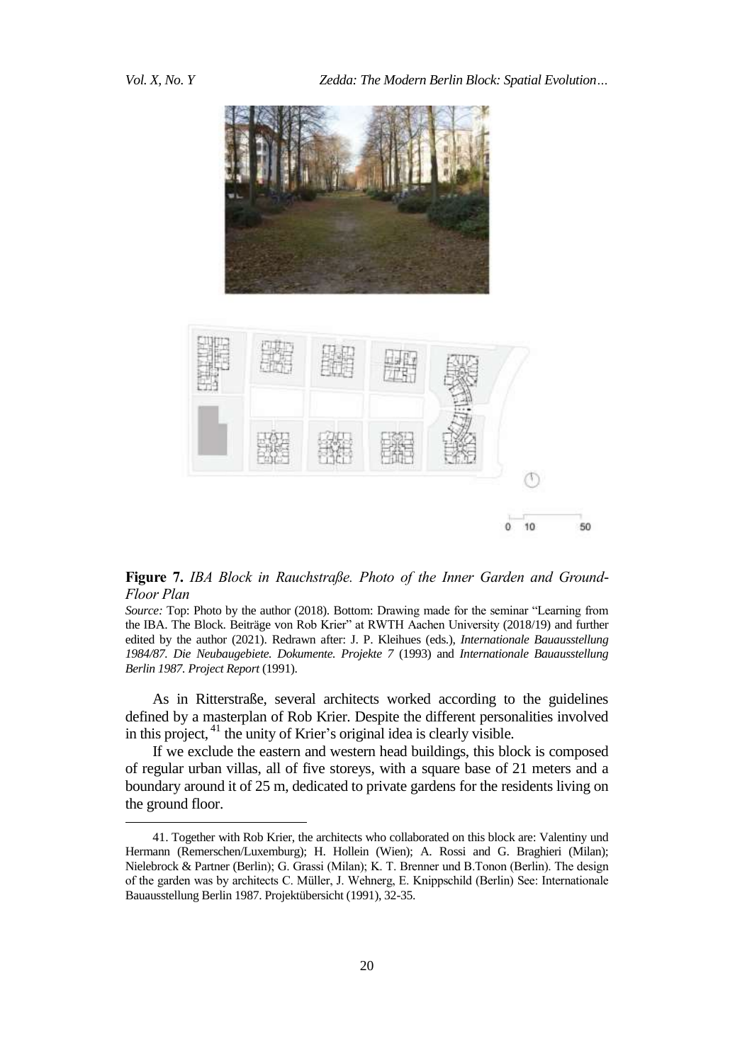**Figure 7.** *IBA Block in Rauchstraße. Photo of the Inner Garden and Ground-Floor Plan*

*Source:* Top: Photo by the author (2018). Bottom: Drawing made for the seminar "Learning from the IBA. The Block. Beiträge von Rob Krier" at RWTH Aachen University (2018/19) and further edited by the author (2021). Redrawn after: J. P. Kleihues (eds.), *Internationale Bauausstellung 1984/87. Die Neubaugebiete. Dokumente. Projekte 7* (1993) and *Internationale Bauausstellung Berlin 1987. Project Report* (1991).

As in Ritterstraße, several architects worked according to the guidelines defined by a masterplan of Rob Krier. Despite the different personalities involved in this project,[41] the unity of Krier's original idea is clearly visible.

If we exclude the eastern and western head buildings, this block is composed of regular urban villas, all of five storeys, with a square base of 21 meters and a boundary around it of 25 m, dedicated to private gardens for the residents living on the ground floor.

41. Together with Rob Krier, the architects who collaborated on this block are: Valentiny und Hermann (Remerschen/Luxemburg); H. Hollein (Wien); A. Rossi and G. Braghieri (Milan); Nielebrock & Partner (Berlin); G. Grassi (Milan); K. T. Brenner und B.Tonon (Berlin). The design of the garden was by architects C. Müller, J. Wehnerg, E. Knippschild (Berlin) See: Internationale Bauausstellung Berlin 1987. Projektübersicht (1991), 32-35.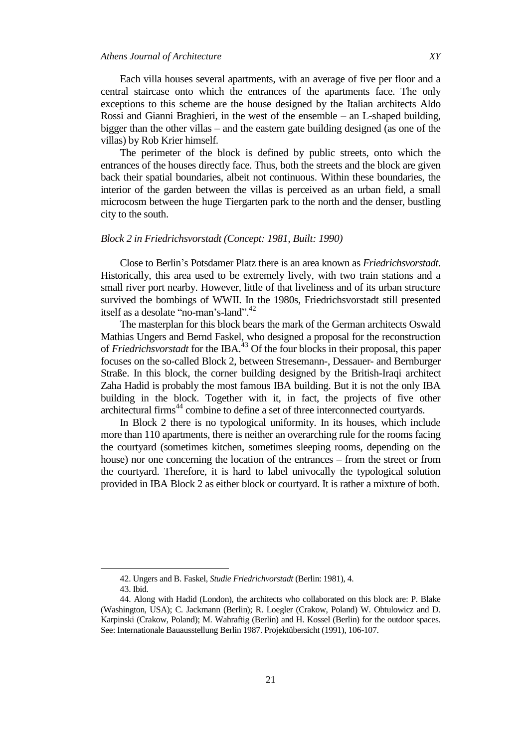Each villa houses several apartments, with an average of five per floor and a central staircase onto which the entrances of the apartments face. The only exceptions to this scheme are the house designed by the Italian architects Aldo Rossi and Gianni Braghieri, in the west of the ensemble – an L-shaped building, bigger than the other villas – and the eastern gate building designed (as one of the villas) by Rob Krier himself.

The perimeter of the block is defined by public streets, onto which the entrances of the houses directly face. Thus, both the streets and the block are given back their spatial boundaries, albeit not continuous. Within these boundaries, the interior of the garden between the villas is perceived as an urban field, a small microcosm between the huge Tiergarten park to the north and the denser, bustling city to the south.

### *Block 2 in Friedrichsvorstadt (Concept: 1981, Built: 1990)*

Close to Berlin's Potsdamer Platz there is an area known as *Friedrichsvorstadt*. Historically, this area used to be extremely lively, with two train stations and a small river port nearby. However, little of that liveliness and of its urban structure survived the bombings of WWII. In the 1980s, Friedrichsvorstadt still presented itself as a desolate "no-man's-land".[42]

The masterplan for this block bears the mark of the German architects Oswald Mathias Ungers and Bernd Faskel, who designed a proposal for the reconstruction of *Friedrichsvorstadt* for the IBA.[43] Of the four blocks in their proposal, this paper focuses on the so-called Block 2, between Stresemann-, Dessauer- and Bernburger Straße. In this block, the corner building designed by the British-Iraqi architect Zaha Hadid is probably the most famous IBA building. But it is not the only IBA building in the block. Together with it, in fact, the projects of five other architectural firms[44] combine to define a set of three interconnected courtyards.

In Block 2 there is no typological uniformity. In its houses, which include more than 110 apartments, there is neither an overarching rule for the rooms facing the courtyard (sometimes kitchen, sometimes sleeping rooms, depending on the house) nor one concerning the location of the entrances – from the street or from the courtyard. Therefore, it is hard to label univocally the typological solution provided in IBA Block 2 as either block or courtyard. It is rather a mixture of both.

---

42. Ungers and B. Faskel, *Studie Friedrichvorstadt* (Berlin: 1981), 4.

43. Ibid.

44. Along with Hadid (London), the architects who collaborated on this block are: P. Blake (Washington, USA); C. Jackmann (Berlin); R. Loegler (Crakow, Poland) W. Obtulowicz and D. Karpinski (Crakow, Poland); M. Wahraftig (Berlin) and H. Kossel (Berlin) for the outdoor spaces. See: Internationale Bauausstellung Berlin 1987. Projektübersicht (1991), 106-107.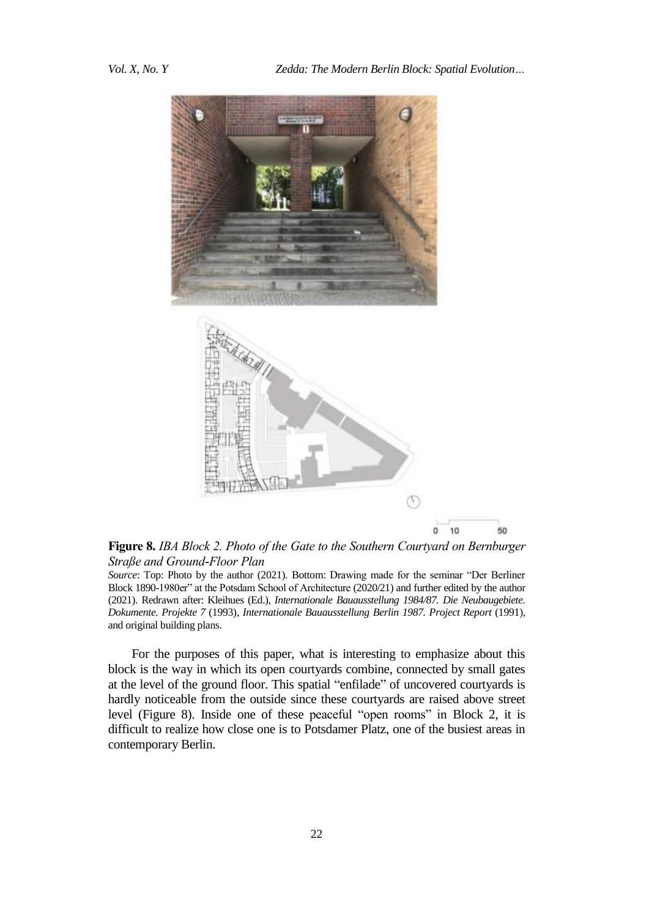**Figure 8.** *IBA Block 2. Photo of the Gate to the Southern Courtyard on Bernburger Straße and Ground-Floor Plan*

*Source*: Top: Photo by the author (2021). Bottom: Drawing made for the seminar "Der Berliner Block 1890-1980er" at the Potsdam School of Architecture (2020/21) and further edited by the author (2021). Redrawn after: Kleihues (Ed.), *Internationale Bauausstellung 1984/87. Die Neubaugebiete. Dokumente. Projekte 7* (1993), *Internationale Bauausstellung Berlin 1987. Project Report* (1991), and original building plans.

For the purposes of this paper, what is interesting to emphasize about this block is the way in which its open courtyards combine, connected by small gates at the level of the ground floor. This spatial "enfilade" of uncovered courtyards is hardly noticeable from the outside since these courtyards are raised above street level (Figure 8). Inside one of these peaceful "open rooms" in Block 2, it is difficult to realize how close one is to Potsdamer Platz, one of the busiest areas in contemporary Berlin.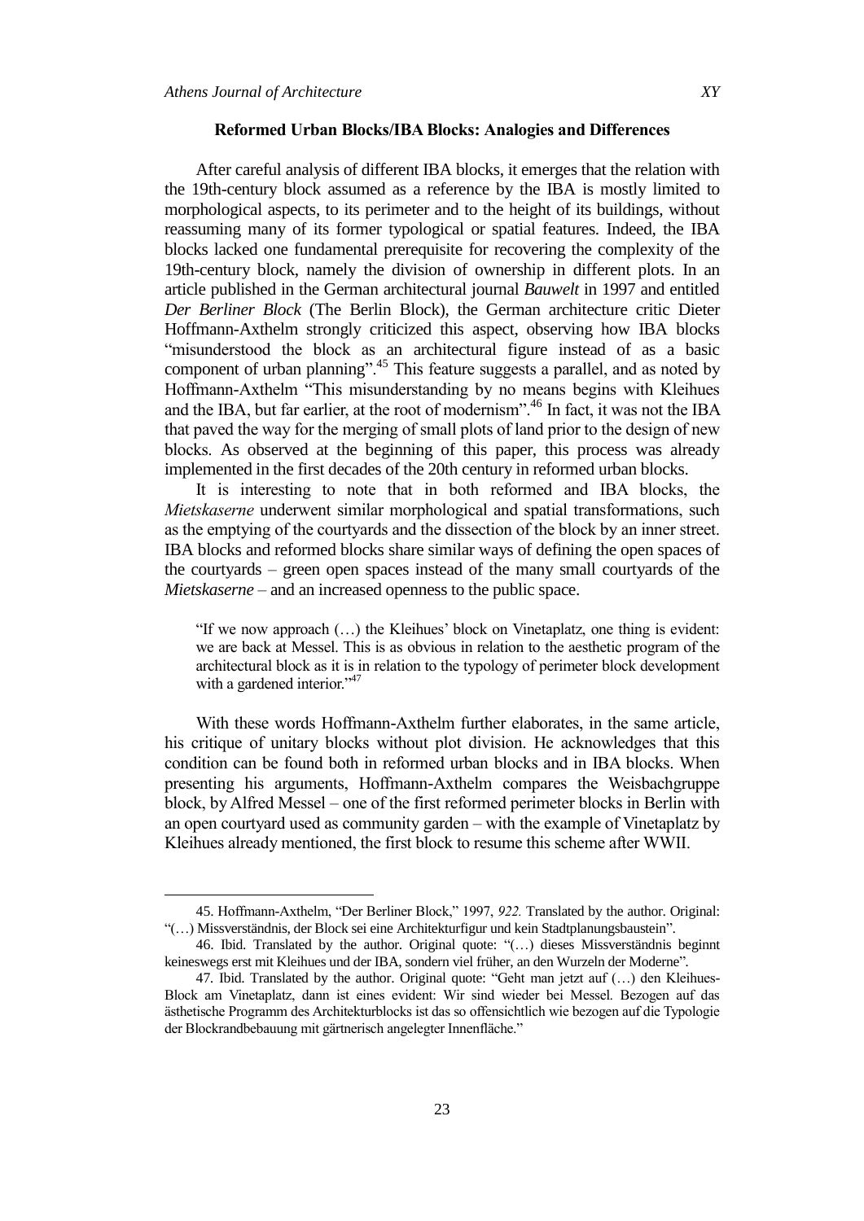## Reformed Urban Blocks/IBA Blocks: Analogies and Differences

After careful analysis of different IBA blocks, it emerges that the relation with the 19th-century block assumed as a reference by the IBA is mostly limited to morphological aspects, to its perimeter and to the height of its buildings, without reassuming many of its former typological or spatial features. Indeed, the IBA blocks lacked one fundamental prerequisite for recovering the complexity of the 19th-century block, namely the division of ownership in different plots. In an article published in the German architectural journal *Bauwelt* in 1997 and entitled *Der Berliner Block* (The Berlin Block), the German architecture critic Dieter Hoffmann-Axthelm strongly criticized this aspect, observing how IBA blocks "misunderstood the block as an architectural figure instead of as a basic component of urban planning".[45] This feature suggests a parallel, and as noted by Hoffmann-Axthelm "This misunderstanding by no means begins with Kleihues and the IBA, but far earlier, at the root of modernism".[46] In fact, it was not the IBA that paved the way for the merging of small plots of land prior to the design of new blocks. As observed at the beginning of this paper, this process was already implemented in the first decades of the 20th century in reformed urban blocks.

It is interesting to note that in both reformed and IBA blocks, the *Mietskaserne* underwent similar morphological and spatial transformations, such as the emptying of the courtyards and the dissection of the block by an inner street. IBA blocks and reformed blocks share similar ways of defining the open spaces of the courtyards – green open spaces instead of the many small courtyards of the *Mietskaserne* – and an increased openness to the public space.

> "If we now approach (…) the Kleihues' block on Vinetaplatz, one thing is evident: we are back at Messel. This is as obvious in relation to the aesthetic program of the architectural block as it is in relation to the typology of perimeter block development with a gardened interior."[47]

With these words Hoffmann-Axthelm further elaborates, in the same article, his critique of unitary blocks without plot division. He acknowledges that this condition can be found both in reformed urban blocks and in IBA blocks. When presenting his arguments, Hoffmann-Axthelm compares the Weisbachgruppe block, by Alfred Messel – one of the first reformed perimeter blocks in Berlin with an open courtyard used as community garden – with the example of Vinetaplatz by Kleihues already mentioned, the first block to resume this scheme after WWII.

---

45. Hoffmann-Axthelm, "Der Berliner Block," 1997, *922.* Translated by the author. Original: "(…) Missverständnis, der Block sei eine Architekturfigur und kein Stadtplanungsbaustein".

46. Ibid. Translated by the author. Original quote: "(…) dieses Missverständnis beginnt keineswegs erst mit Kleihues und der IBA, sondern viel früher, an den Wurzeln der Moderne".

47. Ibid. Translated by the author. Original quote: "Geht man jetzt auf (…) den Kleihues-Block am Vinetaplatz, dann ist eines evident: Wir sind wieder bei Messel. Bezogen auf das ästhetische Programm des Architekturblocks ist das so offensichtlich wie bezogen auf die Typologie der Blockrandbebauung mit gärtnerisch angelegter Innenfläche."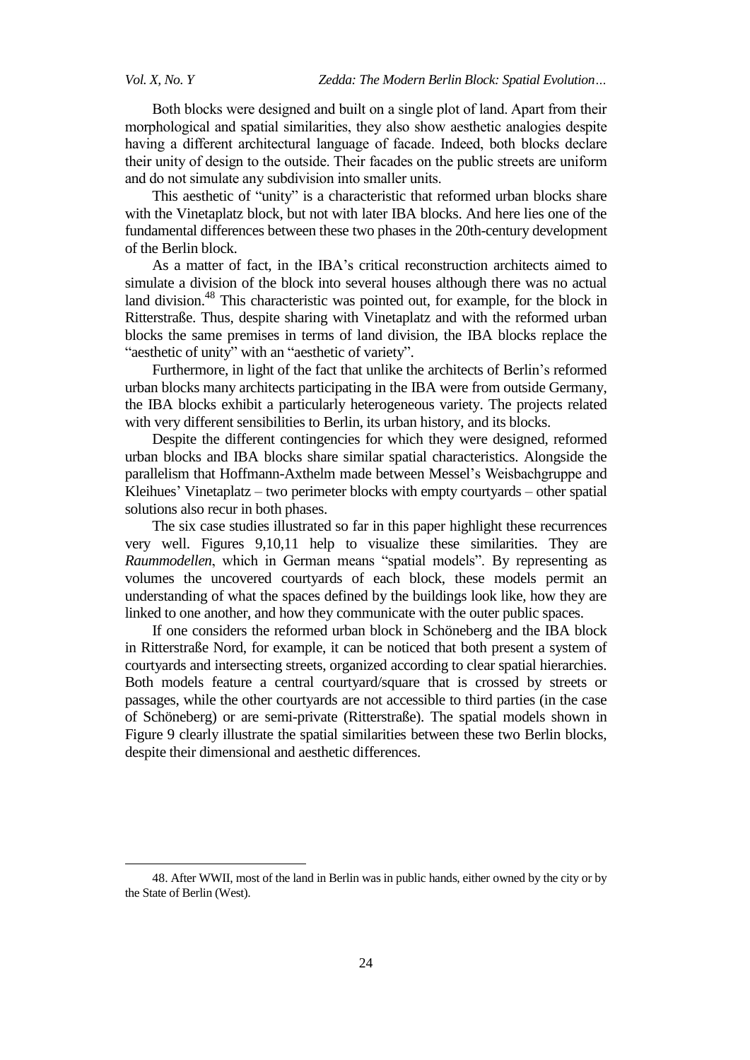Both blocks were designed and built on a single plot of land. Apart from their morphological and spatial similarities, they also show aesthetic analogies despite having a different architectural language of facade. Indeed, both blocks declare their unity of design to the outside. Their facades on the public streets are uniform and do not simulate any subdivision into smaller units.

This aesthetic of "unity" is a characteristic that reformed urban blocks share with the Vinetaplatz block, but not with later IBA blocks. And here lies one of the fundamental differences between these two phases in the 20th-century development of the Berlin block.

As a matter of fact, in the IBA's critical reconstruction architects aimed to simulate a division of the block into several houses although there was no actual land division.[48] This characteristic was pointed out, for example, for the block in Ritterstraße. Thus, despite sharing with Vinetaplatz and with the reformed urban blocks the same premises in terms of land division, the IBA blocks replace the "aesthetic of unity" with an "aesthetic of variety".

Furthermore, in light of the fact that unlike the architects of Berlin's reformed urban blocks many architects participating in the IBA were from outside Germany, the IBA blocks exhibit a particularly heterogeneous variety. The projects related with very different sensibilities to Berlin, its urban history, and its blocks.

Despite the different contingencies for which they were designed, reformed urban blocks and IBA blocks share similar spatial characteristics. Alongside the parallelism that Hoffmann-Axthelm made between Messel's Weisbachgruppe and Kleihues' Vinetaplatz – two perimeter blocks with empty courtyards – other spatial solutions also recur in both phases.

The six case studies illustrated so far in this paper highlight these recurrences very well. Figures 9,10,11 help to visualize these similarities. They are *Raummodellen*, which in German means "spatial models". By representing as volumes the uncovered courtyards of each block, these models permit an understanding of what the spaces defined by the buildings look like, how they are linked to one another, and how they communicate with the outer public spaces.

If one considers the reformed urban block in Schöneberg and the IBA block in Ritterstraße Nord, for example, it can be noticed that both present a system of courtyards and intersecting streets, organized according to clear spatial hierarchies. Both models feature a central courtyard/square that is crossed by streets or passages, while the other courtyards are not accessible to third parties (in the case of Schöneberg) or are semi-private (Ritterstraße). The spatial models shown in Figure 9 clearly illustrate the spatial similarities between these two Berlin blocks, despite their dimensional and aesthetic differences.

48. After WWII, most of the land in Berlin was in public hands, either owned by the city or by the State of Berlin (West).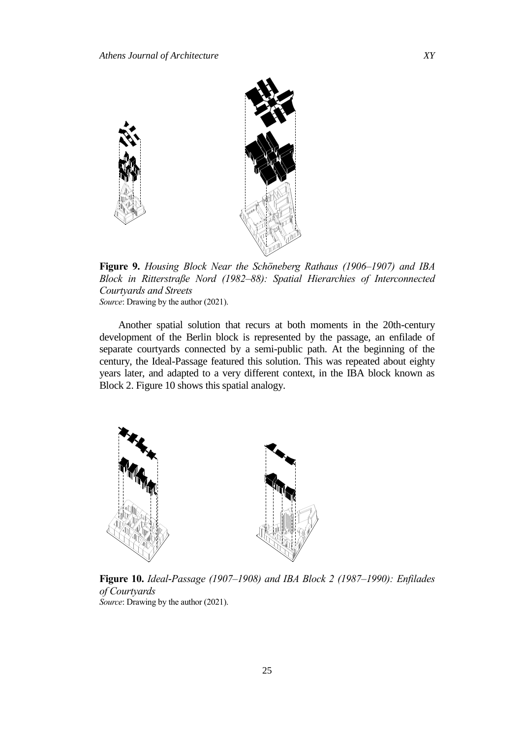**Figure 9.** *Housing Block Near the Schöneberg Rathaus (1906–1907) and IBA Block in Ritterstraße Nord (1982–88): Spatial Hierarchies of Interconnected Courtyards and Streets*
*Source*: Drawing by the author (2021).

Another spatial solution that recurs at both moments in the 20th-century development of the Berlin block is represented by the passage, an enfilade of separate courtyards connected by a semi-public path. At the beginning of the century, the Ideal-Passage featured this solution. This was repeated about eighty years later, and adapted to a very different context, in the IBA block known as Block 2. Figure 10 shows this spatial analogy.

**Figure 10.** *Ideal-Passage (1907–1908) and IBA Block 2 (1987–1990): Enfilades of Courtyards*
*Source*: Drawing by the author (2021).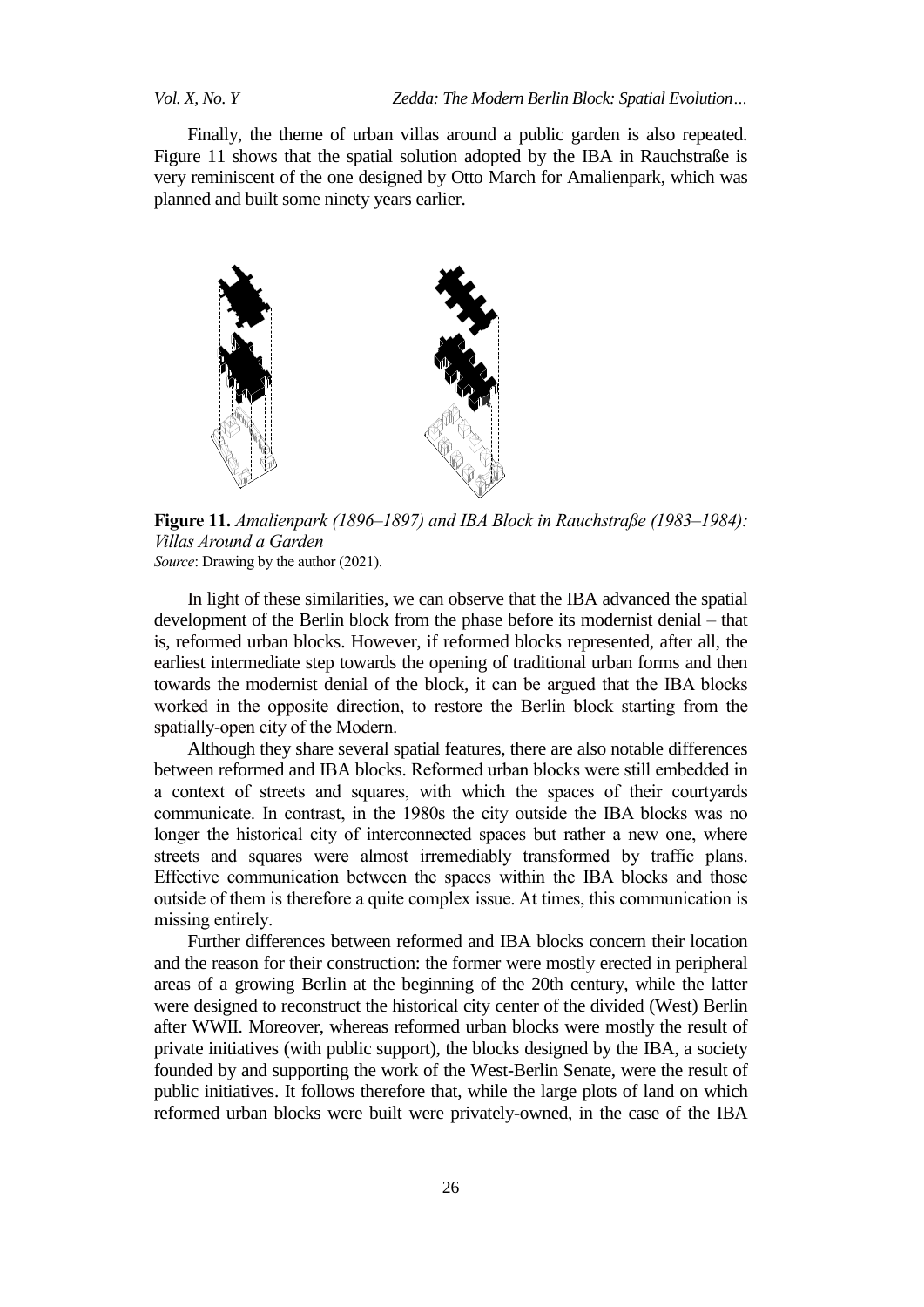Finally, the theme of urban villas around a public garden is also repeated. Figure 11 shows that the spatial solution adopted by the IBA in Rauchstraße is very reminiscent of the one designed by Otto March for Amalienpark, which was planned and built some ninety years earlier.

**Figure 11.** *Amalienpark (1896–1897) and IBA Block in Rauchstraße (1983–1984): Villas Around a Garden*
*Source*: Drawing by the author (2021).

In light of these similarities, we can observe that the IBA advanced the spatial development of the Berlin block from the phase before its modernist denial – that is, reformed urban blocks. However, if reformed blocks represented, after all, the earliest intermediate step towards the opening of traditional urban forms and then towards the modernist denial of the block, it can be argued that the IBA blocks worked in the opposite direction, to restore the Berlin block starting from the spatially-open city of the Modern.

Although they share several spatial features, there are also notable differences between reformed and IBA blocks. Reformed urban blocks were still embedded in a context of streets and squares, with which the spaces of their courtyards communicate. In contrast, in the 1980s the city outside the IBA blocks was no longer the historical city of interconnected spaces but rather a new one, where streets and squares were almost irremediably transformed by traffic plans. Effective communication between the spaces within the IBA blocks and those outside of them is therefore a quite complex issue. At times, this communication is missing entirely.

Further differences between reformed and IBA blocks concern their location and the reason for their construction: the former were mostly erected in peripheral areas of a growing Berlin at the beginning of the 20th century, while the latter were designed to reconstruct the historical city center of the divided (West) Berlin after WWII. Moreover, whereas reformed urban blocks were mostly the result of private initiatives (with public support), the blocks designed by the IBA, a society founded by and supporting the work of the West-Berlin Senate, were the result of public initiatives. It follows therefore that, while the large plots of land on which reformed urban blocks were built were privately-owned, in the case of the IBA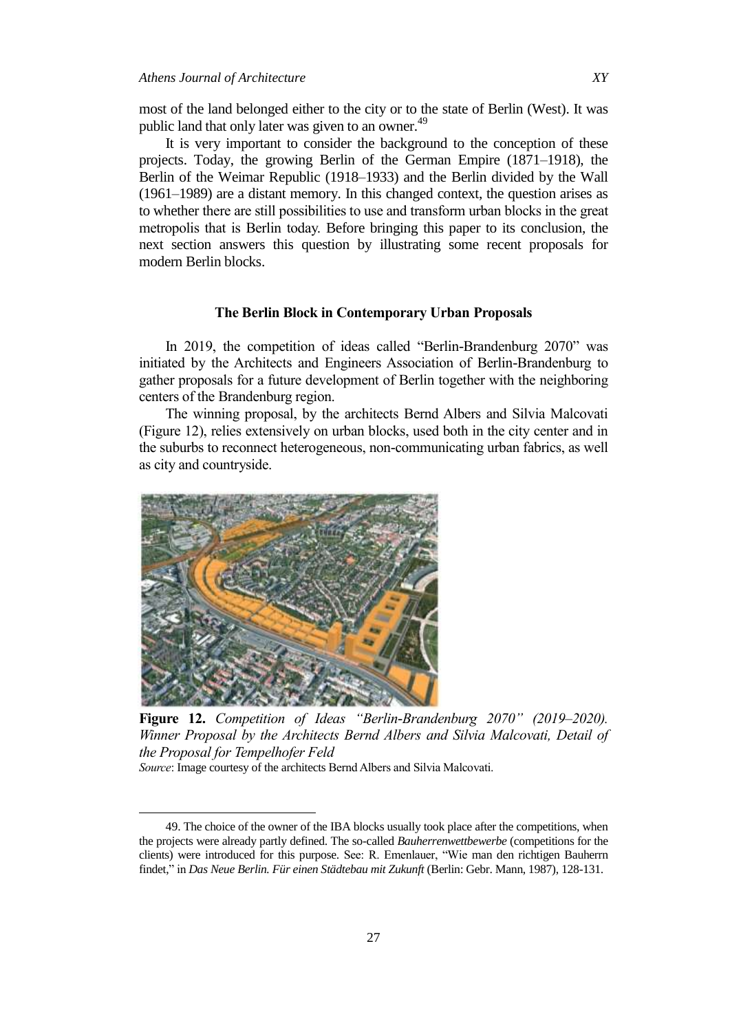most of the land belonged either to the city or to the state of Berlin (West). It was public land that only later was given to an owner.[49]

It is very important to consider the background to the conception of these projects. Today, the growing Berlin of the German Empire (1871–1918), the Berlin of the Weimar Republic (1918–1933) and the Berlin divided by the Wall (1961–1989) are a distant memory. In this changed context, the question arises as to whether there are still possibilities to use and transform urban blocks in the great metropolis that is Berlin today. Before bringing this paper to its conclusion, the next section answers this question by illustrating some recent proposals for modern Berlin blocks.

## The Berlin Block in Contemporary Urban Proposals

In 2019, the competition of ideas called "Berlin-Brandenburg 2070" was initiated by the Architects and Engineers Association of Berlin-Brandenburg to gather proposals for a future development of Berlin together with the neighboring centers of the Brandenburg region.

The winning proposal, by the architects Bernd Albers and Silvia Malcovati (Figure 12), relies extensively on urban blocks, used both in the city center and in the suburbs to reconnect heterogeneous, non-communicating urban fabrics, as well as city and countryside.

**Figure 12.** *Competition of Ideas "Berlin-Brandenburg 2070" (2019–2020). Winner Proposal by the Architects Bernd Albers and Silvia Malcovati, Detail of the Proposal for Tempelhofer Feld*
*Source*: Image courtesy of the architects Bernd Albers and Silvia Malcovati.

49. The choice of the owner of the IBA blocks usually took place after the competitions, when the projects were already partly defined. The so-called *Bauherrenwettbewerbe* (competitions for the clients) were introduced for this purpose. See: R. Emenlauer, "Wie man den richtigen Bauherrn findet," in *Das Neue Berlin. Für einen Städtebau mit Zukunft* (Berlin: Gebr. Mann, 1987), 128-131.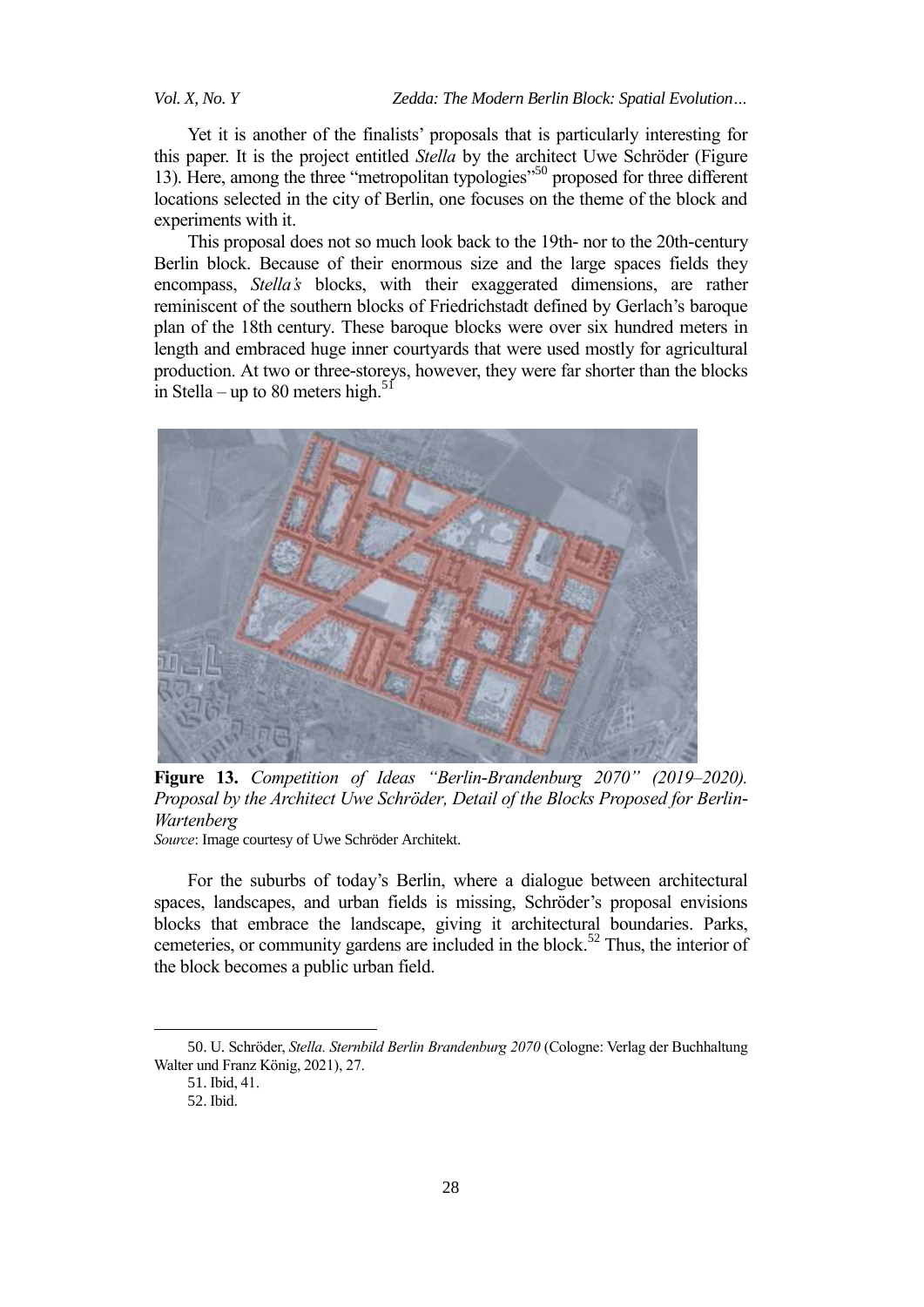Yet it is another of the finalists' proposals that is particularly interesting for this paper. It is the project entitled *Stella* by the architect Uwe Schröder (Figure 13). Here, among the three "metropolitan typologies"[50] proposed for three different locations selected in the city of Berlin, one focuses on the theme of the block and experiments with it.

This proposal does not so much look back to the 19th- nor to the 20th-century Berlin block. Because of their enormous size and the large spaces fields they encompass, *Stella's* blocks, with their exaggerated dimensions, are rather reminiscent of the southern blocks of Friedrichstadt defined by Gerlach's baroque plan of the 18th century. These baroque blocks were over six hundred meters in length and embraced huge inner courtyards that were used mostly for agricultural production. At two or three-storeys, however, they were far shorter than the blocks in Stella – up to 80 meters high.[51]

**Figure 13.** *Competition of Ideas "Berlin-Brandenburg 2070" (2019–2020). Proposal by the Architect Uwe Schröder, Detail of the Blocks Proposed for Berlin-Wartenberg*
*Source*: Image courtesy of Uwe Schröder Architekt.

For the suburbs of today's Berlin, where a dialogue between architectural spaces, landscapes, and urban fields is missing, Schröder's proposal envisions blocks that embrace the landscape, giving it architectural boundaries. Parks, cemeteries, or community gardens are included in the block.[52] Thus, the interior of the block becomes a public urban field.

---

50. U. Schröder, *Stella. Sternbild Berlin Brandenburg 2070* (Cologne: Verlag der Buchhaltung Walter und Franz König, 2021), 27.

51. Ibid, 41.

52. Ibid.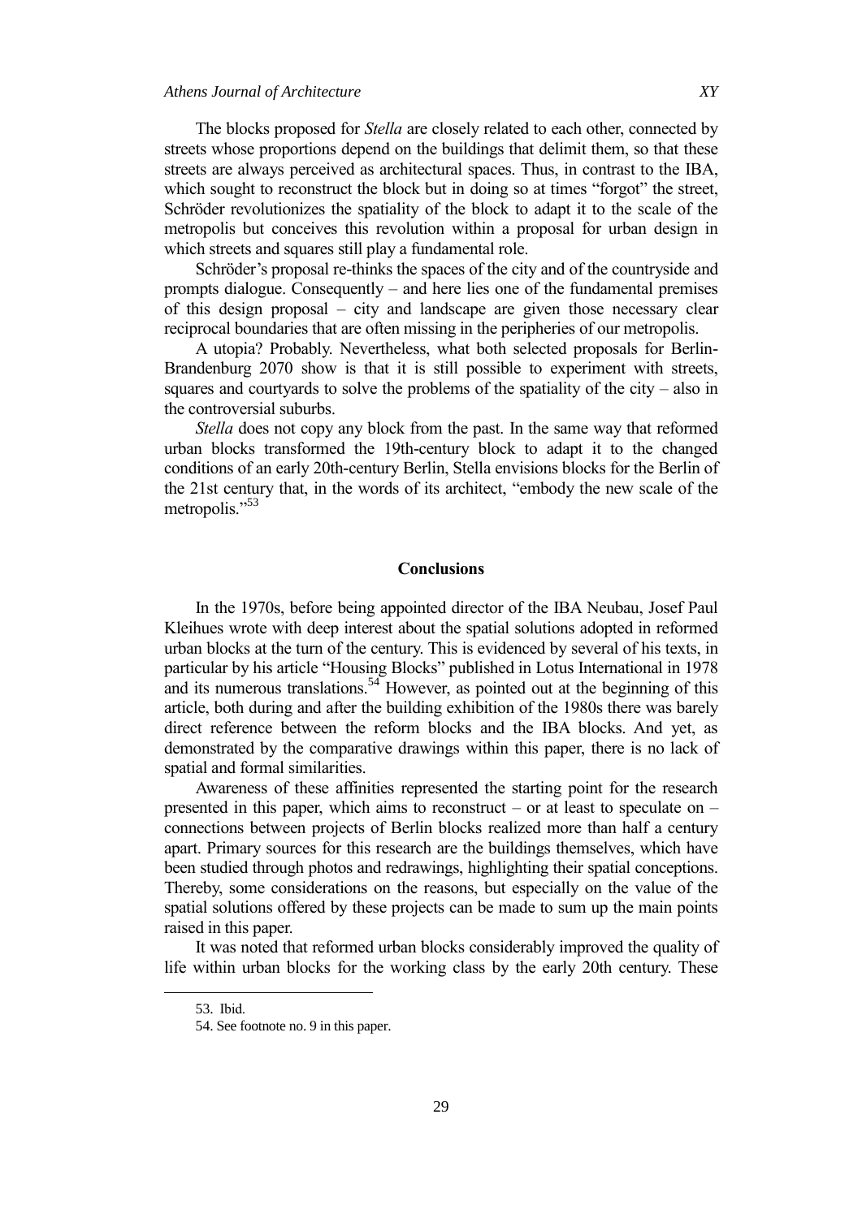The blocks proposed for *Stella* are closely related to each other, connected by streets whose proportions depend on the buildings that delimit them, so that these streets are always perceived as architectural spaces. Thus, in contrast to the IBA, which sought to reconstruct the block but in doing so at times "forgot" the street, Schröder revolutionizes the spatiality of the block to adapt it to the scale of the metropolis but conceives this revolution within a proposal for urban design in which streets and squares still play a fundamental role.

Schröder's proposal re-thinks the spaces of the city and of the countryside and prompts dialogue. Consequently – and here lies one of the fundamental premises of this design proposal – city and landscape are given those necessary clear reciprocal boundaries that are often missing in the peripheries of our metropolis.

A utopia? Probably. Nevertheless, what both selected proposals for Berlin-Brandenburg 2070 show is that it is still possible to experiment with streets, squares and courtyards to solve the problems of the spatiality of the city – also in the controversial suburbs.

*Stella* does not copy any block from the past. In the same way that reformed urban blocks transformed the 19th-century block to adapt it to the changed conditions of an early 20th-century Berlin, Stella envisions blocks for the Berlin of the 21st century that, in the words of its architect, "embody the new scale of the metropolis."[53]

## Conclusions

In the 1970s, before being appointed director of the IBA Neubau, Josef Paul Kleihues wrote with deep interest about the spatial solutions adopted in reformed urban blocks at the turn of the century. This is evidenced by several of his texts, in particular by his article "Housing Blocks" published in Lotus International in 1978 and its numerous translations.[54] However, as pointed out at the beginning of this article, both during and after the building exhibition of the 1980s there was barely direct reference between the reform blocks and the IBA blocks. And yet, as demonstrated by the comparative drawings within this paper, there is no lack of spatial and formal similarities.

Awareness of these affinities represented the starting point for the research presented in this paper, which aims to reconstruct – or at least to speculate on – connections between projects of Berlin blocks realized more than half a century apart. Primary sources for this research are the buildings themselves, which have been studied through photos and redrawings, highlighting their spatial conceptions. Thereby, some considerations on the reasons, but especially on the value of the spatial solutions offered by these projects can be made to sum up the main points raised in this paper.

It was noted that reformed urban blocks considerably improved the quality of life within urban blocks for the working class by the early 20th century. These

53. Ibid.

54. See footnote no. 9 in this paper.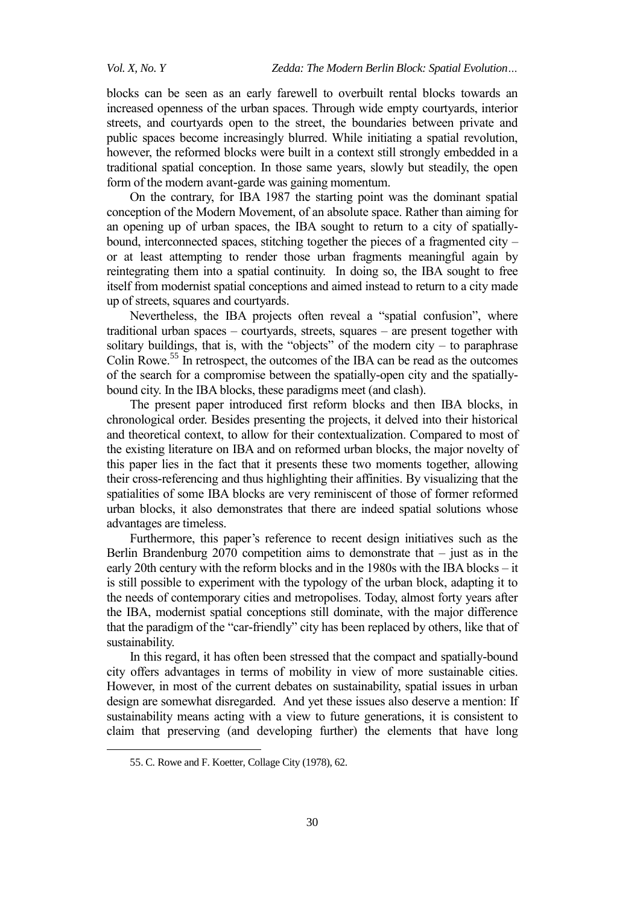blocks can be seen as an early farewell to overbuilt rental blocks towards an increased openness of the urban spaces. Through wide empty courtyards, interior streets, and courtyards open to the street, the boundaries between private and public spaces become increasingly blurred. While initiating a spatial revolution, however, the reformed blocks were built in a context still strongly embedded in a traditional spatial conception. In those same years, slowly but steadily, the open form of the modern avant-garde was gaining momentum.

On the contrary, for IBA 1987 the starting point was the dominant spatial conception of the Modern Movement, of an absolute space. Rather than aiming for an opening up of urban spaces, the IBA sought to return to a city of spatially-bound, interconnected spaces, stitching together the pieces of a fragmented city – or at least attempting to render those urban fragments meaningful again by reintegrating them into a spatial continuity. In doing so, the IBA sought to free itself from modernist spatial conceptions and aimed instead to return to a city made up of streets, squares and courtyards.

Nevertheless, the IBA projects often reveal a "spatial confusion", where traditional urban spaces – courtyards, streets, squares – are present together with solitary buildings, that is, with the "objects" of the modern city – to paraphrase Colin Rowe.[55] In retrospect, the outcomes of the IBA can be read as the outcomes of the search for a compromise between the spatially-open city and the spatially-bound city. In the IBA blocks, these paradigms meet (and clash).

The present paper introduced first reform blocks and then IBA blocks, in chronological order. Besides presenting the projects, it delved into their historical and theoretical context, to allow for their contextualization. Compared to most of the existing literature on IBA and on reformed urban blocks, the major novelty of this paper lies in the fact that it presents these two moments together, allowing their cross-referencing and thus highlighting their affinities. By visualizing that the spatialities of some IBA blocks are very reminiscent of those of former reformed urban blocks, it also demonstrates that there are indeed spatial solutions whose advantages are timeless.

Furthermore, this paper's reference to recent design initiatives such as the Berlin Brandenburg 2070 competition aims to demonstrate that – just as in the early 20th century with the reform blocks and in the 1980s with the IBA blocks – it is still possible to experiment with the typology of the urban block, adapting it to the needs of contemporary cities and metropolises. Today, almost forty years after the IBA, modernist spatial conceptions still dominate, with the major difference that the paradigm of the "car-friendly" city has been replaced by others, like that of sustainability.

In this regard, it has often been stressed that the compact and spatially-bound city offers advantages in terms of mobility in view of more sustainable cities. However, in most of the current debates on sustainability, spatial issues in urban design are somewhat disregarded. And yet these issues also deserve a mention: If sustainability means acting with a view to future generations, it is consistent to claim that preserving (and developing further) the elements that have long

55. C. Rowe and F. Koetter, Collage City (1978), 62.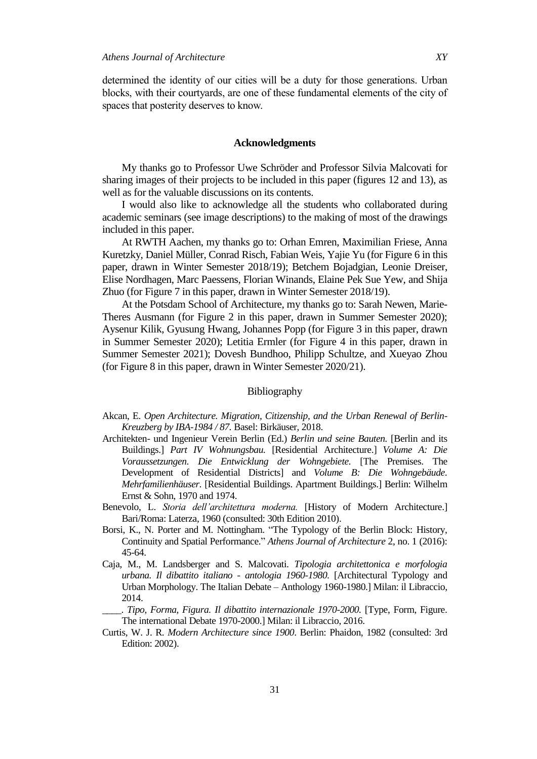determined the identity of our cities will be a duty for those generations. Urban blocks, with their courtyards, are one of these fundamental elements of the city of spaces that posterity deserves to know.

## Acknowledgments

My thanks go to Professor Uwe Schröder and Professor Silvia Malcovati for sharing images of their projects to be included in this paper (figures 12 and 13), as well as for the valuable discussions on its contents.

I would also like to acknowledge all the students who collaborated during academic seminars (see image descriptions) to the making of most of the drawings included in this paper.

At RWTH Aachen, my thanks go to: Orhan Emren, Maximilian Friese, Anna Kuretzky, Daniel Müller, Conrad Risch, Fabian Weis, Yajie Yu (for Figure 6 in this paper, drawn in Winter Semester 2018/19); Betchem Bojadgian, Leonie Dreiser, Elise Nordhagen, Marc Paessens, Florian Winands, Elaine Pek Sue Yew, and Shija Zhuo (for Figure 7 in this paper, drawn in Winter Semester 2018/19).

At the Potsdam School of Architecture, my thanks go to: Sarah Newen, Marie-Theres Ausmann (for Figure 2 in this paper, drawn in Summer Semester 2020); Aysenur Kilik, Gyusung Hwang, Johannes Popp (for Figure 3 in this paper, drawn in Summer Semester 2020); Letitia Ermler (for Figure 4 in this paper, drawn in Summer Semester 2021); Dovesh Bundhoo, Philipp Schultze, and Xueyao Zhou (for Figure 8 in this paper, drawn in Winter Semester 2020/21).

## Bibliography

Akcan, E. *Open Architecture. Migration, Citizenship, and the Urban Renewal of Berlin-Kreuzberg by IBA-1984 / 87.* Basel: Birkäuser, 2018.

Architekten- und Ingenieur Verein Berlin (Ed.) *Berlin und seine Bauten.* [Berlin and its Buildings.] *Part IV Wohnungsbau.* [Residential Architecture.] *Volume A: Die Voraussetzungen. Die Entwicklung der Wohngebiete.* [The Premises. The Development of Residential Districts] and *Volume B: Die Wohngebäude. Mehrfamilienhäuser.* [Residential Buildings. Apartment Buildings.] Berlin: Wilhelm Ernst & Sohn, 1970 and 1974.

Benevolo, L. *Storia dell'architettura moderna.* [History of Modern Architecture.] Bari/Roma: Laterza, 1960 (consulted: 30th Edition 2010).

Borsi, K., N. Porter and M. Nottingham. "The Typology of the Berlin Block: History, Continuity and Spatial Performance." *Athens Journal of Architecture* 2, no. 1 (2016): 45-64.

Caja, M., M. Landsberger and S. Malcovati. *Tipologia architettonica e morfologia urbana. Il dibattito italiano - antologia 1960-1980.* [Architectural Typology and Urban Morphology. The Italian Debate – Anthology 1960-1980.] Milan: il Libraccio, 2014.

\_\_\_\_. *Tipo, Forma, Figura. Il dibattito internazionale 1970-2000.* [Type, Form, Figure. The international Debate 1970-2000.] Milan: il Libraccio, 2016.

Curtis, W. J. R. *Modern Architecture since 1900*. Berlin: Phaidon, 1982 (consulted: 3rd Edition: 2002).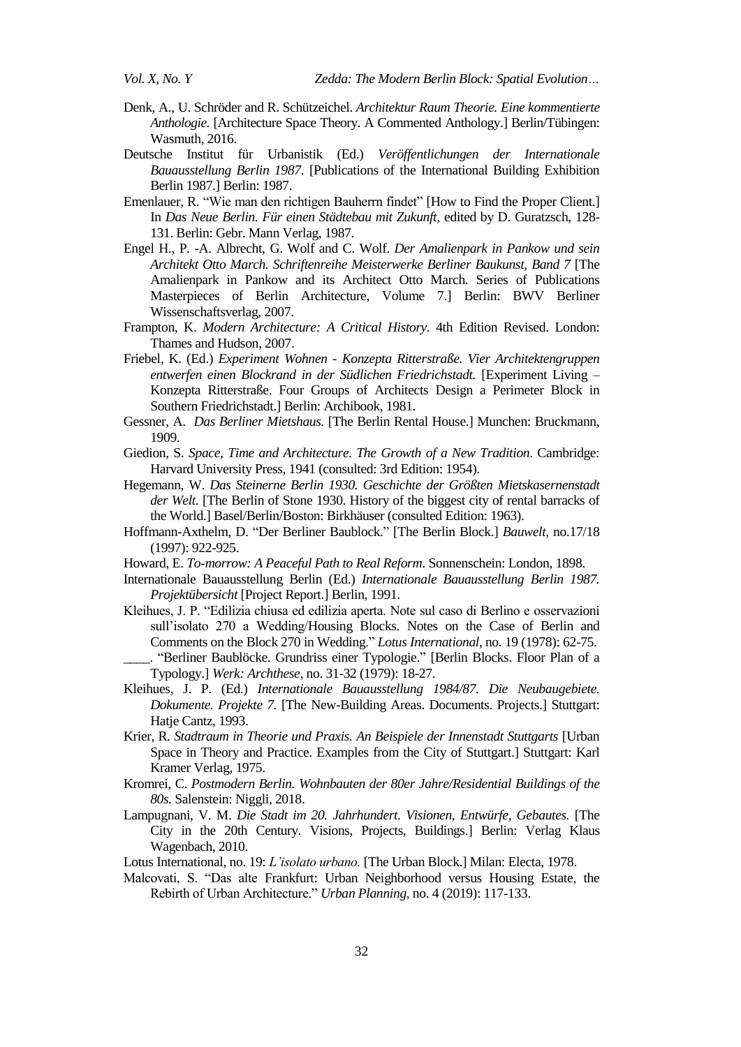Denk, A., U. Schröder and R. Schützeichel. *Architektur Raum Theorie. Eine kommentierte Anthologie.* [Architecture Space Theory. A Commented Anthology.] Berlin/Tübingen: Wasmuth, 2016.

Deutsche Institut für Urbanistik (Ed.) *Veröffentlichungen der Internationale Bauausstellung Berlin 1987*. [Publications of the International Building Exhibition Berlin 1987.] Berlin: 1987.

Emenlauer, R. "Wie man den richtigen Bauherrn findet" [How to Find the Proper Client.] In *Das Neue Berlin. Für einen Städtebau mit Zukunft*, edited by D. Guratzsch, 128-131. Berlin: Gebr. Mann Verlag, 1987.

Engel H., P. -A. Albrecht, G. Wolf and C. Wolf. *Der Amalienpark in Pankow und sein Architekt Otto March. Schriftenreihe Meisterwerke Berliner Baukunst, Band 7* [The Amalienpark in Pankow and its Architect Otto March. Series of Publications Masterpieces of Berlin Architecture, Volume 7.] Berlin: BWV Berliner Wissenschaftsverlag, 2007.

Frampton, K. *Modern Architecture: A Critical History*. 4th Edition Revised. London: Thames and Hudson, 2007.

Friebel, K. (Ed.) *Experiment Wohnen - Konzepta Ritterstraße. Vier Architektengruppen entwerfen einen Blockrand in der Südlichen Friedrichstadt.* [Experiment Living – Konzepta Ritterstraße. Four Groups of Architects Design a Perimeter Block in Southern Friedrichstadt.] Berlin: Archibook, 1981.

Gessner, A. *Das Berliner Mietshaus.* [The Berlin Rental House.] Munchen: Bruckmann, 1909.

Giedion, S. *Space, Time and Architecture. The Growth of a New Tradition*. Cambridge: Harvard University Press, 1941 (consulted: 3rd Edition: 1954).

Hegemann, W. *Das Steinerne Berlin 1930. Geschichte der Größten Mietskasernenstadt der Welt.* [The Berlin of Stone 1930. History of the biggest city of rental barracks of the World.] Basel/Berlin/Boston: Birkhäuser (consulted Edition: 1963).

Hoffmann-Axthelm, D. "Der Berliner Baublock." [The Berlin Block.] *Bauwelt*, no.17/18 (1997): 922-925.

Howard, E. *To-morrow: A Peaceful Path to Real Reform*. Sonnenschein: London, 1898.

Internationale Bauausstellung Berlin (Ed.) *Internationale Bauausstellung Berlin 1987. Projektübersicht* [Project Report.] Berlin, 1991.

Kleihues, J. P. "Edilizia chiusa ed edilizia aperta. Note sul caso di Berlino e osservazioni sull'isolato 270 a Wedding/Housing Blocks. Notes on the Case of Berlin and Comments on the Block 270 in Wedding." *Lotus International*, no. 19 (1978): 62-75.

____. "Berliner Baublöcke. Grundriss einer Typologie." [Berlin Blocks. Floor Plan of a Typology.] *Werk: Archthese*, no. 31-32 (1979): 18-27.

Kleihues, J. P. (Ed.) *Internationale Bauausstellung 1984/87. Die Neubaugebiete. Dokumente. Projekte 7.* [The New-Building Areas. Documents. Projects.] Stuttgart: Hatje Cantz, 1993.

Krier, R. *Stadtraum in Theorie und Praxis. An Beispiele der Innenstadt Stuttgarts* [Urban Space in Theory and Practice. Examples from the City of Stuttgart.] Stuttgart: Karl Kramer Verlag, 1975.

Kromrei, C. *Postmodern Berlin. Wohnbauten der 80er Jahre/Residential Buildings of the 80s.* Salenstein: Niggli, 2018.

Lampugnani, V. M. *Die Stadt im 20. Jahrhundert. Visionen, Entwürfe, Gebautes.* [The City in the 20th Century. Visions, Projects, Buildings.] Berlin: Verlag Klaus Wagenbach, 2010.

Lotus International, no. 19: *L'isolato urbano.* [The Urban Block.] Milan: Electa, 1978.

Malcovati, S. "Das alte Frankfurt: Urban Neighborhood versus Housing Estate, the Rebirth of Urban Architecture." *Urban Planning*, no. 4 (2019): 117-133.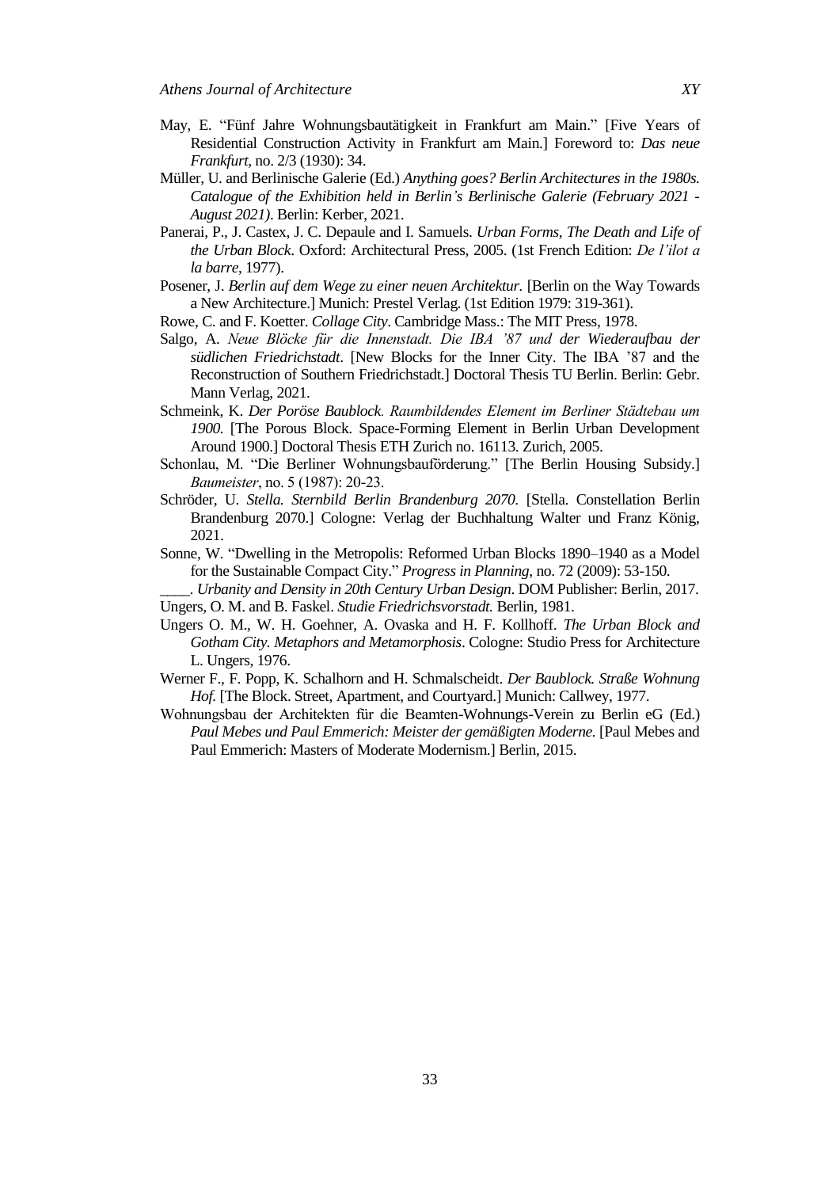May, E. "Fünf Jahre Wohnungsbautätigkeit in Frankfurt am Main." [Five Years of Residential Construction Activity in Frankfurt am Main.] Foreword to: *Das neue Frankfurt*, no. 2/3 (1930): 34.

Müller, U. and Berlinische Galerie (Ed.) *Anything goes? Berlin Architectures in the 1980s. Catalogue of the Exhibition held in Berlin's Berlinische Galerie (February 2021 - August 2021)*. Berlin: Kerber, 2021.

Panerai, P., J. Castex, J. C. Depaule and I. Samuels. *Urban Forms, The Death and Life of the Urban Block*. Oxford: Architectural Press, 2005. (1st French Edition: *De l'ilot a la barre*, 1977).

Posener, J. *Berlin auf dem Wege zu einer neuen Architektur.* [Berlin on the Way Towards a New Architecture.] Munich: Prestel Verlag. (1st Edition 1979: 319-361).

Rowe, C. and F. Koetter. *Collage City*. Cambridge Mass.: The MIT Press, 1978.

Salgo, A. *Neue Blöcke für die Innenstadt. Die IBA '87 und der Wiederaufbau der südlichen Friedrichstadt*. [New Blocks for the Inner City. The IBA '87 and the Reconstruction of Southern Friedrichstadt.] Doctoral Thesis TU Berlin. Berlin: Gebr. Mann Verlag, 2021.

Schmeink, K. *Der Poröse Baublock. Raumbildendes Element im Berliner Städtebau um 1900.* [The Porous Block. Space-Forming Element in Berlin Urban Development Around 1900.] Doctoral Thesis ETH Zurich no. 16113. Zurich, 2005.

Schonlau, M. "Die Berliner Wohnungsbauförderung." [The Berlin Housing Subsidy.] *Baumeister*, no. 5 (1987): 20-23.

Schröder, U. *Stella. Sternbild Berlin Brandenburg 2070*. [Stella. Constellation Berlin Brandenburg 2070.] Cologne: Verlag der Buchhaltung Walter und Franz König, 2021.

Sonne, W. "Dwelling in the Metropolis: Reformed Urban Blocks 1890–1940 as a Model for the Sustainable Compact City." *Progress in Planning*, no. 72 (2009): 53-150.

____. *Urbanity and Density in 20th Century Urban Design*. DOM Publisher: Berlin, 2017.

Ungers, O. M. and B. Faskel. *Studie Friedrichsvorstadt.* Berlin, 1981.

Ungers O. M., W. H. Goehner, A. Ovaska and H. F. Kollhoff. *The Urban Block and Gotham City. Metaphors and Metamorphosis*. Cologne: Studio Press for Architecture L. Ungers, 1976.

Werner F., F. Popp, K. Schalhorn and H. Schmalscheidt. *Der Baublock. Straße Wohnung Hof.* [The Block. Street, Apartment, and Courtyard.] Munich: Callwey, 1977.

Wohnungsbau der Architekten für die Beamten-Wohnungs-Verein zu Berlin eG (Ed.) *Paul Mebes und Paul Emmerich: Meister der gemäßigten Moderne.* [Paul Mebes and Paul Emmerich: Masters of Moderate Modernism.] Berlin, 2015.